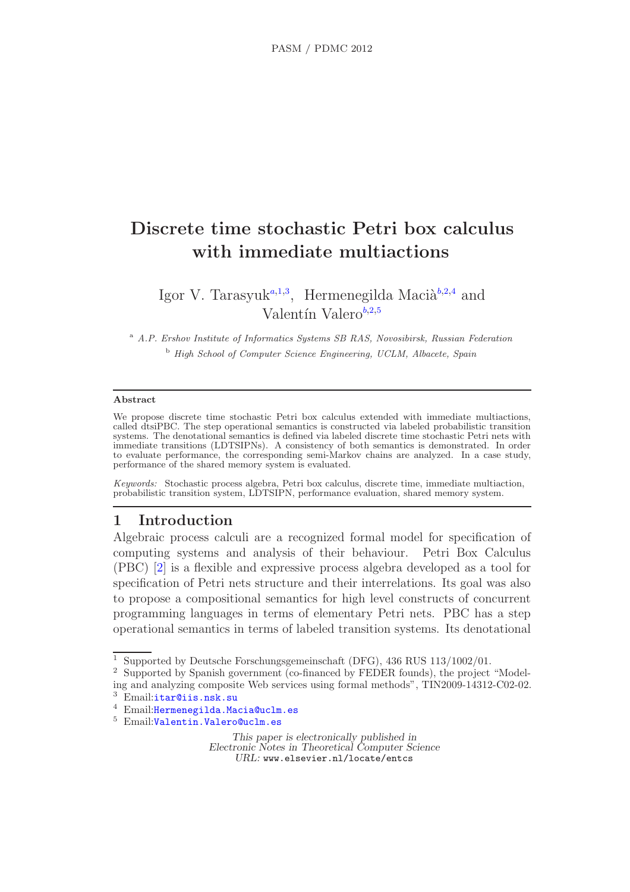# Discrete time stochastic Petri box calculus with immediate multiactions

Igor V. Tarasyuk[a,1,3], Hermenegilda Macià[b,2,4] and Valentín Valero[b,2,5]

[a] *A.P. Ershov Institute of Informatics Systems SB RAS, Novosibirsk, Russian Federation*

[b] *High School of Computer Science Engineering, UCLM, Albacete, Spain*

### Abstract

We propose discrete time stochastic Petri box calculus extended with immediate multiactions, called dtsiPBC. The step operational semantics is constructed via labeled probabilistic transition systems. The denotational semantics is defined via labeled discrete time stochastic Petri nets with immediate transitions (LDTSIPNs). A consistency of both semantics is demonstrated. In order to evaluate performance, the corresponding semi-Markov chains are analyzed. In a case study, performance of the shared memory system is evaluated.

*Keywords:* Stochastic process algebra, Petri box calculus, discrete time, immediate multiaction, probabilistic transition system, LDTSIPN, performance evaluation, shared memory system.

## 1 Introduction

Algebraic process calculi are a recognized formal model for specification of computing systems and analysis of their behaviour. Petri Box Calculus (PBC) [2] is a flexible and expressive process algebra developed as a tool for specification of Petri nets structure and their interrelations. Its goal was also to propose a compositional semantics for high level constructs of concurrent programming languages in terms of elementary Petri nets. PBC has a step operational semantics in terms of labeled transition systems. Its denotational

---

[1] Supported by Deutsche Forschungsgemeinschaft (DFG), 436 RUS 113/1002/01.

[2] Supported by Spanish government (co-financed by FEDER founds), the project "Modeling and analyzing composite Web services using formal methods", TIN2009-14312-C02-02.

[3] Email: itar@iis.nsk.su

[4] Email: Hermenegilda.Macia@uclm.es

[5] Email: Valentin.Valero@uclm.es

*This paper is electronically published in*
*Electronic Notes in Theoretical Computer Science*
*URL:* www.elsevier.nl/locate/entcs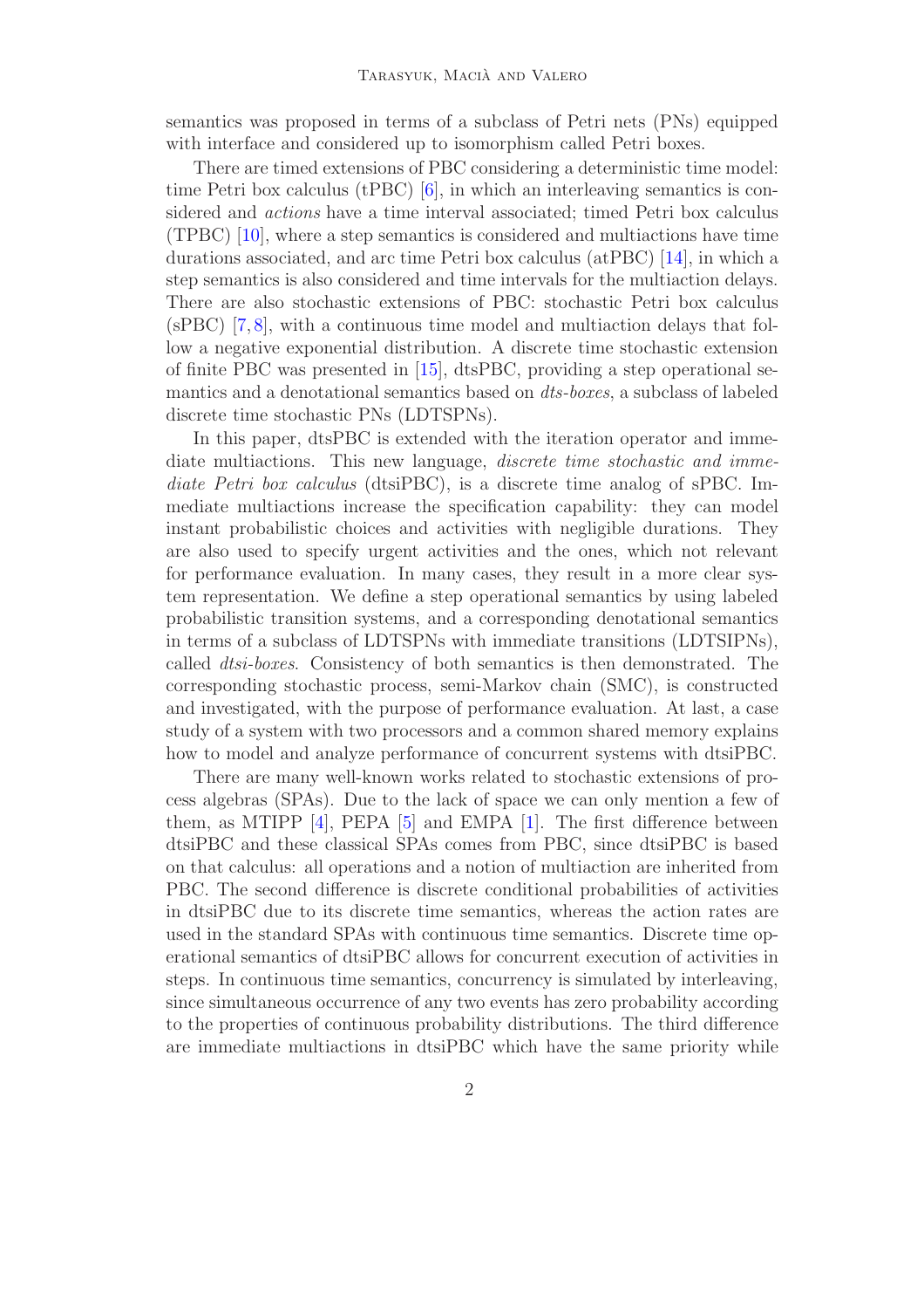semantics was proposed in terms of a subclass of Petri nets (PNs) equipped with interface and considered up to isomorphism called Petri boxes.

There are timed extensions of PBC considering a deterministic time model: time Petri box calculus (tPBC) [6], in which an interleaving semantics is considered and *actions* have a time interval associated; timed Petri box calculus (TPBC) [10], where a step semantics is considered and multiactions have time durations associated, and arc time Petri box calculus (atPBC) [14], in which a step semantics is also considered and time intervals for the multiaction delays. There are also stochastic extensions of PBC: stochastic Petri box calculus (sPBC) [7, 8], with a continuous time model and multiaction delays that follow a negative exponential distribution. A discrete time stochastic extension of finite PBC was presented in [15], dtsPBC, providing a step operational semantics and a denotational semantics based on *dts-boxes*, a subclass of labeled discrete time stochastic PNs (LDTSPNs).

In this paper, dtsPBC is extended with the iteration operator and immediate multiactions. This new language, *discrete time stochastic and immediate Petri box calculus* (dtsiPBC), is a discrete time analog of sPBC. Immediate multiactions increase the specification capability: they can model instant probabilistic choices and activities with negligible durations. They are also used to specify urgent activities and the ones, which not relevant for performance evaluation. In many cases, they result in a more clear system representation. We define a step operational semantics by using labeled probabilistic transition systems, and a corresponding denotational semantics in terms of a subclass of LDTSPNs with immediate transitions (LDTSIPNs), called *dtsi-boxes*. Consistency of both semantics is then demonstrated. The corresponding stochastic process, semi-Markov chain (SMC), is constructed and investigated, with the purpose of performance evaluation. At last, a case study of a system with two processors and a common shared memory explains how to model and analyze performance of concurrent systems with dtsiPBC.

There are many well-known works related to stochastic extensions of process algebras (SPAs). Due to the lack of space we can only mention a few of them, as MTIPP [4], PEPA [5] and EMPA [1]. The first difference between dtsiPBC and these classical SPAs comes from PBC, since dtsiPBC is based on that calculus: all operations and a notion of multiaction are inherited from PBC. The second difference is discrete conditional probabilities of activities in dtsiPBC due to its discrete time semantics, whereas the action rates are used in the standard SPAs with continuous time semantics. Discrete time operational semantics of dtsiPBC allows for concurrent execution of activities in steps. In continuous time semantics, concurrency is simulated by interleaving, since simultaneous occurrence of any two events has zero probability according to the properties of continuous probability distributions. The third difference are immediate multiactions in dtsiPBC which have the same priority while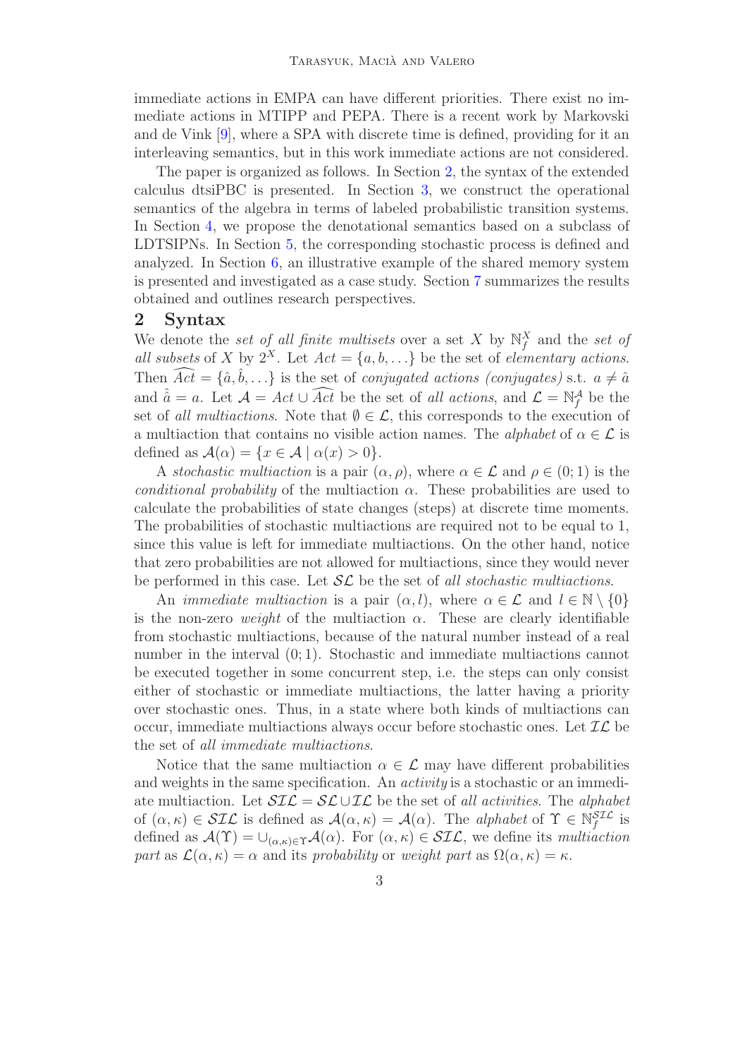immediate actions in EMPA can have different priorities. There exist no immediate actions in MTIPP and PEPA. There is a recent work by Markovski and de Vink [9], where a SPA with discrete time is defined, providing for it an interleaving semantics, but in this work immediate actions are not considered.

The paper is organized as follows. In Section 2, the syntax of the extended calculus dtsiPBC is presented. In Section 3, we construct the operational semantics of the algebra in terms of labeled probabilistic transition systems. In Section 4, we propose the denotational semantics based on a subclass of LDTSIPNs. In Section 5, the corresponding stochastic process is defined and analyzed. In Section 6, an illustrative example of the shared memory system is presented and investigated as a case study. Section 7 summarizes the results obtained and outlines research perspectives.

## 2 Syntax

We denote the *set of all finite multisets* over a set $X$ by $\mathbb{N}_f^X$ and the *set of all subsets* of $X$ by $2^X$. Let $Act = \{a, b, \ldots\}$ be the set of *elementary actions*. Then $\widehat{Act} = \{\hat{a}, \hat{b}, \ldots\}$ is the set of *conjugated actions (conjugates)* s.t. $a \neq \hat{a}$ and $\hat{\hat{a}} = a$. Let $\mathcal{A} = Act \cup \widehat{Act}$ be the set of *all actions*, and $\mathcal{L} = \mathbb{N}_f^{\mathcal{A}}$ be the set of *all multiactions*. Note that $\emptyset \in \mathcal{L}$, this corresponds to the execution of a multiaction that contains no visible action names. The *alphabet* of $\alpha \in \mathcal{L}$ is defined as $\mathcal{A}(\alpha) = \{x \in \mathcal{A} \mid \alpha(x) > 0\}$.

A *stochastic multiaction* is a pair $(\alpha, \rho)$, where $\alpha \in \mathcal{L}$ and $\rho \in (0; 1)$ is the *conditional probability* of the multiaction $\alpha$. These probabilities are used to calculate the probabilities of state changes (steps) at discrete time moments. The probabilities of stochastic multiactions are required not to be equal to 1, since this value is left for immediate multiactions. On the other hand, notice that zero probabilities are not allowed for multiactions, since they would never be performed in this case. Let $\mathcal{SL}$ be the set of *all stochastic multiactions*.

An *immediate multiaction* is a pair $(\alpha, l)$, where $\alpha \in \mathcal{L}$ and $l \in \mathbb{N} \setminus \{0\}$ is the non-zero *weight* of the multiaction $\alpha$. These are clearly identifiable from stochastic multiactions, because of the natural number instead of a real number in the interval $(0; 1)$. Stochastic and immediate multiactions cannot be executed together in some concurrent step, i.e. the steps can only consist either of stochastic or immediate multiactions, the latter having a priority over stochastic ones. Thus, in a state where both kinds of multiactions can occur, immediate multiactions always occur before stochastic ones. Let $\mathcal{IL}$ be the set of *all immediate multiactions*.

Notice that the same multiaction $\alpha \in \mathcal{L}$ may have different probabilities and weights in the same specification. An *activity* is a stochastic or an immediate multiaction. Let $\mathcal{SIL} = \mathcal{SL} \cup \mathcal{IL}$ be the set of *all activities*. The *alphabet* of $(\alpha, \kappa) \in \mathcal{SIL}$ is defined as $\mathcal{A}(\alpha, \kappa) = \mathcal{A}(\alpha)$. The *alphabet* of $\Upsilon \in \mathbb{N}_f^{\mathcal{SIL}}$ is defined as $\mathcal{A}(\Upsilon) = \cup_{(\alpha,\kappa)\in\Upsilon}\mathcal{A}(\alpha)$. For $(\alpha, \kappa) \in \mathcal{SIL}$, we define its *multiaction part* as $\mathcal{L}(\alpha, \kappa) = \alpha$ and its *probability* or *weight part* as $\Omega(\alpha, \kappa) = \kappa$.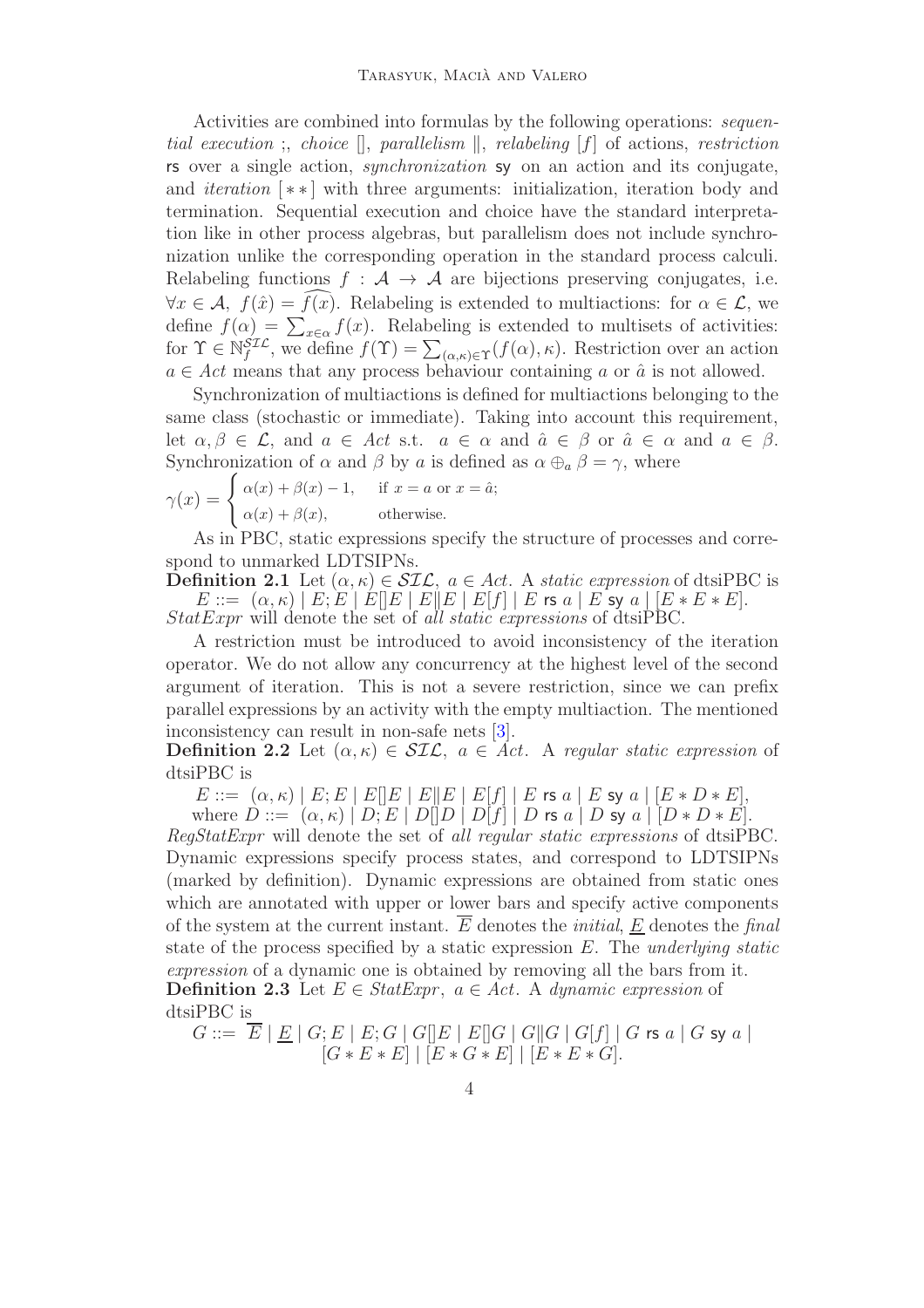Activities are combined into formulas by the following operations: *sequential execution* ;, *choice* $[]$, *parallelism* $\|$, *relabeling* $[f]$ of actions, *restriction* $\mathsf{rs}$ over a single action, *synchronization* $\mathsf{sy}$ on an action and its conjugate, and *iteration* $[**]$ with three arguments: initialization, iteration body and termination. Sequential execution and choice have the standard interpretation like in other process algebras, but parallelism does not include synchronization unlike the corresponding operation in the standard process calculi. Relabeling functions $f : \mathcal{A} \to \mathcal{A}$ are bijections preserving conjugates, i.e. $\forall x \in \mathcal{A},\ f(\hat{x}) = \widehat{f(x)}$. Relabeling is extended to multiactions: for $\alpha \in \mathcal{L}$, we define $f(\alpha) = \sum_{x \in \alpha} f(x)$. Relabeling is extended to multisets of activities: for $\Upsilon \in \mathbb{N}_f^{\mathcal{SIL}}$, we define $f(\Upsilon) = \sum_{(\alpha,\kappa)\in\Upsilon}(f(\alpha), \kappa)$. Restriction over an action $a \in Act$ means that any process behaviour containing $a$ or $\hat{a}$ is not allowed.

Synchronization of multiactions is defined for multiactions belonging to the same class (stochastic or immediate). Taking into account this requirement, let $\alpha, \beta \in \mathcal{L}$, and $a \in Act$ s.t. $a \in \alpha$ and $\hat{a} \in \beta$ or $\hat{a} \in \alpha$ and $a \in \beta$. Synchronization of $\alpha$ and $\beta$ by $a$ is defined as $\alpha \oplus_a \beta = \gamma$, where

$$\gamma(x) = \begin{cases} \alpha(x) + \beta(x) - 1, & \text{if } x = a \text{ or } x = \hat{a}; \\ \alpha(x) + \beta(x), & \text{otherwise.} \end{cases}$$

As in PBC, static expressions specify the structure of processes and correspond to unmarked LDTSIPNs.

**Definition 2.1** Let $(\alpha, \kappa) \in \mathcal{SIL},\ a \in Act$. A *static expression* of dtsiPBC is

$$E ::= \ (\alpha, \kappa) \mid E; E \mid E[]E \mid E\|E \mid E[f] \mid E \ \mathsf{rs}\ a \mid E \ \mathsf{sy}\ a \mid [E * E * E].$$

*StatExpr* will denote the set of *all static expressions* of dtsiPBC.

A restriction must be introduced to avoid inconsistency of the iteration operator. We do not allow any concurrency at the highest level of the second argument of iteration. This is not a severe restriction, since we can prefix parallel expressions by an activity with the empty multiaction. The mentioned inconsistency can result in non-safe nets [3].

**Definition 2.2** Let $(\alpha, \kappa) \in \mathcal{SIL},\ a \in Act$. A *regular static expression* of dtsiPBC is

$$E ::= \ (\alpha, \kappa) \mid E; E \mid E[]E \mid E\|E \mid E[f] \mid E \ \mathsf{rs}\ a \mid E \ \mathsf{sy}\ a \mid [E * D * E],$$

where $D ::= \ (\alpha, \kappa) \mid D; E \mid D[]D \mid D[f] \mid D \ \mathsf{rs}\ a \mid D \ \mathsf{sy}\ a \mid [D * D * E]$.

*RegStatExpr* will denote the set of *all regular static expressions* of dtsiPBC. Dynamic expressions specify process states, and correspond to LDTSIPNs (marked by definition). Dynamic expressions are obtained from static ones which are annotated with upper or lower bars and specify active components of the system at the current instant. $\overline{E}$ denotes the *initial*, $\underline{E}$ denotes the *final* state of the process specified by a static expression $E$. The *underlying static expression* of a dynamic one is obtained by removing all the bars from it.

**Definition 2.3** Let $E \in StatExpr,\ a \in Act$. A *dynamic expression* of dtsiPBC is

$$G ::= \ \overline{E} \mid \underline{E} \mid G; E \mid E; G \mid G[]E \mid E[]G \mid G\|G \mid G[f] \mid G \ \mathsf{rs}\ a \mid G \ \mathsf{sy}\ a \mid [G * E * E] \mid [E * G * E] \mid [E * E * G].$$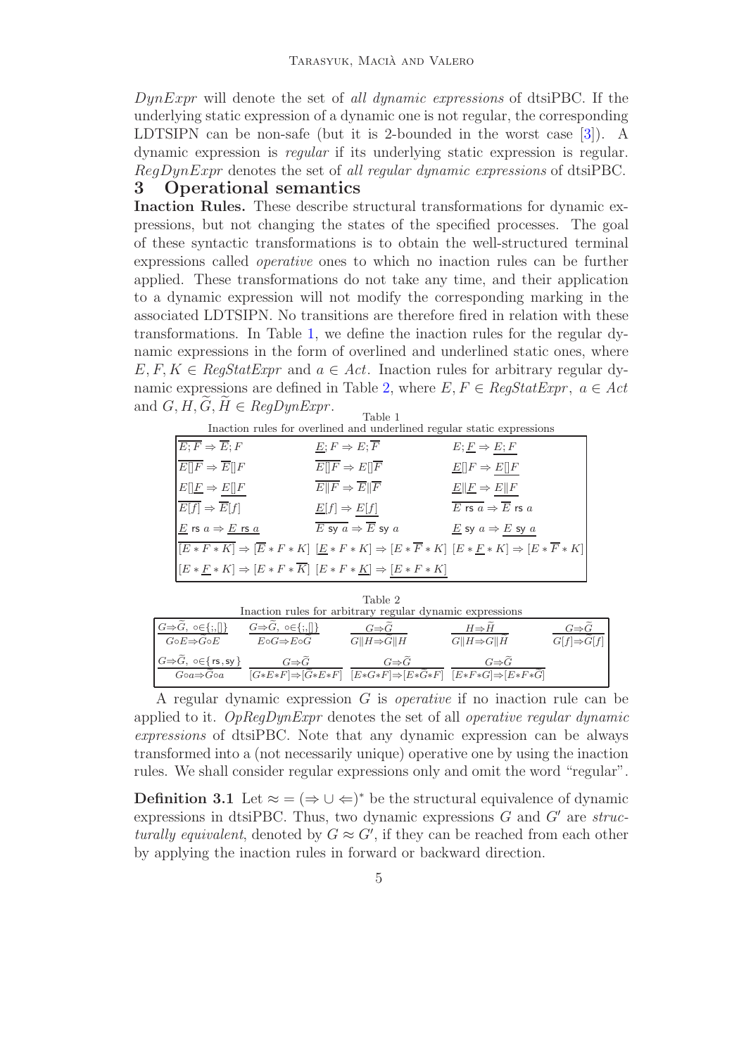*DynExpr* will denote the set of *all dynamic expressions* of dtsiPBC. If the underlying static expression of a dynamic one is not regular, the corresponding LDTSIPN can be non-safe (but it is 2-bounded in the worst case [3]). A dynamic expression is *regular* if its underlying static expression is regular. *RegDynExpr* denotes the set of *all regular dynamic expressions* of dtsiPBC.

## 3 Operational semantics

**Inaction Rules.** These describe structural transformations for dynamic expressions, but not changing the states of the specified processes. The goal of these syntactic transformations is to obtain the well-structured terminal expressions called *operative* ones to which no inaction rules can be further applied. These transformations do not take any time, and their application to a dynamic expression will not modify the corresponding marking in the associated LDTSIPN. No transitions are therefore fired in relation with these transformations. In Table 1, we define the inaction rules for the regular dynamic expressions in the form of overlined and underlined static ones, where $E, F, K \in RegStatExpr$ and $a \in Act$. Inaction rules for arbitrary regular dynamic expressions are defined in Table 2, where $E, F \in RegStatExpr$, $a \in Act$ and $G, H, \widetilde{G}, \widetilde{H} \in RegDynExpr$.

Table 1
Inaction rules for overlined and underlined regular static expressions

| | | |
|---|---|---|
| $\overline{E;F} \Rightarrow \overline{E};F$ | $\underline{E};F \Rightarrow E;\overline{F}$ | $E;\underline{F} \Rightarrow \underline{E;F}$ |
| $\overline{E[]F} \Rightarrow \overline{E}[]F$ | $\overline{E[]F} \Rightarrow E[]\overline{F}$ | $\underline{E}[]F \Rightarrow \underline{E[]F}$ |
| $E[]\underline{F} \Rightarrow \underline{E[]F}$ | $\overline{E\|F} \Rightarrow \overline{E}\|\overline{F}$ | $\underline{E}\|\underline{F} \Rightarrow \underline{E\|F}$ |
| $\overline{E[f]} \Rightarrow \overline{E}[f]$ | $\underline{E}[f] \Rightarrow \underline{E[f]}$ | $\overline{E \text{ rs } a} \Rightarrow \overline{E} \text{ rs } a$ |
| $\underline{E} \text{ rs } a \Rightarrow \underline{E \text{ rs } a}$ | $\overline{E \text{ sy } a} \Rightarrow \overline{E} \text{ sy } a$ | $\underline{E} \text{ sy } a \Rightarrow \underline{E \text{ sy } a}$ |
| $\overline{[E*F*K]} \Rightarrow [\overline{E}*F*K]$ | $[\underline{E}*F*K] \Rightarrow [E*\overline{F}*K]$ | $[E*\underline{F}*K] \Rightarrow [E*\overline{F}*K]$ |
| $[E*\underline{F}*K] \Rightarrow [E*F*\overline{K}]$ | $[E*F*\underline{K}] \Rightarrow \underline{[E*F*K]}$ | |

Table 2
Inaction rules for arbitrary regular dynamic expressions

| | | | | |
|---|---|---|---|---|
| $\dfrac{G\Rightarrow\widetilde{G},\ \circ\in\{;,[]\}}{G\circ E\Rightarrow\widetilde{G}\circ E}$ | $\dfrac{G\Rightarrow\widetilde{G},\ \circ\in\{;,[]\}}{E\circ G\Rightarrow E\circ\widetilde{G}}$ | $\dfrac{G\Rightarrow\widetilde{G}}{G\|H\Rightarrow\widetilde{G}\|H}$ | $\dfrac{H\Rightarrow\widetilde{H}}{G\|H\Rightarrow G\|\widetilde{H}}$ | $\dfrac{G\Rightarrow\widetilde{G}}{G[f]\Rightarrow\widetilde{G}[f]}$ |
| $\dfrac{G\Rightarrow\widetilde{G},\ \circ\in\{\text{rs},\text{sy}\}}{G\circ a\Rightarrow\widetilde{G}\circ a}$ | $\dfrac{G\Rightarrow\widetilde{G}}{[G*E*F]\Rightarrow[\widetilde{G}*E*F]}$ | $\dfrac{G\Rightarrow\widetilde{G}}{[E*G*F]\Rightarrow[E*\widetilde{G}*F]}$ | $\dfrac{G\Rightarrow\widetilde{G}}{[E*F*G]\Rightarrow[E*F*\widetilde{G}]}$ | |

A regular dynamic expression $G$ is *operative* if no inaction rule can be applied to it. *OpRegDynExpr* denotes the set of all *operative regular dynamic expressions* of dtsiPBC. Note that any dynamic expression can be always transformed into a (not necessarily unique) operative one by using the inaction rules. We shall consider regular expressions only and omit the word "regular".

**Definition 3.1** Let $\approx = (\Rightarrow \cup \Leftarrow)^*$ be the structural equivalence of dynamic expressions in dtsiPBC. Thus, two dynamic expressions $G$ and $G'$ are *structurally equivalent*, denoted by $G \approx G'$, if they can be reached from each other by applying the inaction rules in forward or backward direction.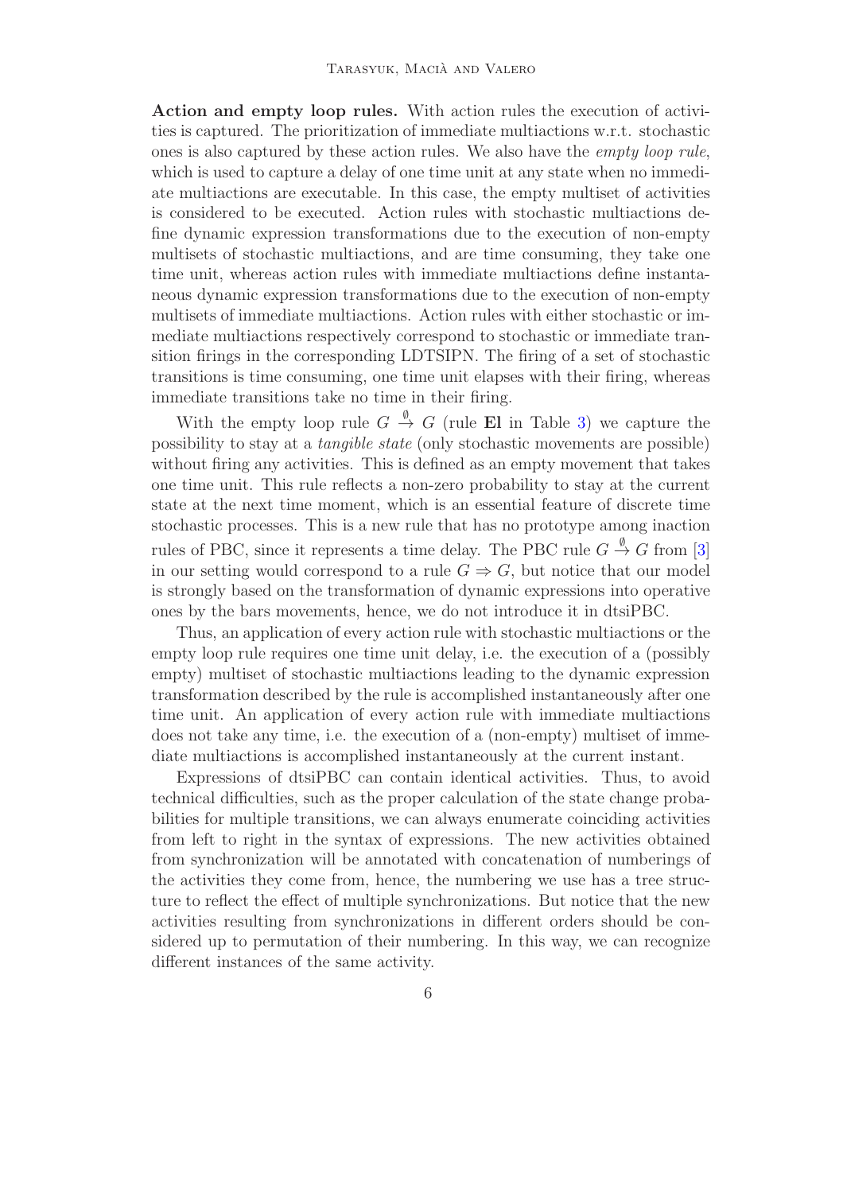**Action and empty loop rules.** With action rules the execution of activities is captured. The prioritization of immediate multiactions w.r.t. stochastic ones is also captured by these action rules. We also have the *empty loop rule*, which is used to capture a delay of one time unit at any state when no immediate multiactions are executable. In this case, the empty multiset of activities is considered to be executed. Action rules with stochastic multiactions define dynamic expression transformations due to the execution of non-empty multisets of stochastic multiactions, and are time consuming, they take one time unit, whereas action rules with immediate multiactions define instantaneous dynamic expression transformations due to the execution of non-empty multisets of immediate multiactions. Action rules with either stochastic or immediate multiactions respectively correspond to stochastic or immediate transition firings in the corresponding LDTSIPN. The firing of a set of stochastic transitions is time consuming, one time unit elapses with their firing, whereas immediate transitions take no time in their firing.

With the empty loop rule $G \xrightarrow{\emptyset} G$ (rule **El** in Table 3) we capture the possibility to stay at a *tangible state* (only stochastic movements are possible) without firing any activities. This is defined as an empty movement that takes one time unit. This rule reflects a non-zero probability to stay at the current state at the next time moment, which is an essential feature of discrete time stochastic processes. This is a new rule that has no prototype among inaction rules of PBC, since it represents a time delay. The PBC rule $G \xrightarrow{\emptyset} G$ from [3] in our setting would correspond to a rule $G \Rightarrow G$, but notice that our model is strongly based on the transformation of dynamic expressions into operative ones by the bars movements, hence, we do not introduce it in dtsiPBC.

Thus, an application of every action rule with stochastic multiactions or the empty loop rule requires one time unit delay, i.e. the execution of a (possibly empty) multiset of stochastic multiactions leading to the dynamic expression transformation described by the rule is accomplished instantaneously after one time unit. An application of every action rule with immediate multiactions does not take any time, i.e. the execution of a (non-empty) multiset of immediate multiactions is accomplished instantaneously at the current instant.

Expressions of dtsiPBC can contain identical activities. Thus, to avoid technical difficulties, such as the proper calculation of the state change probabilities for multiple transitions, we can always enumerate coinciding activities from left to right in the syntax of expressions. The new activities obtained from synchronization will be annotated with concatenation of numberings of the activities they come from, hence, the numbering we use has a tree structure to reflect the effect of multiple synchronizations. But notice that the new activities resulting from synchronizations in different orders should be considered up to permutation of their numbering. In this way, we can recognize different instances of the same activity.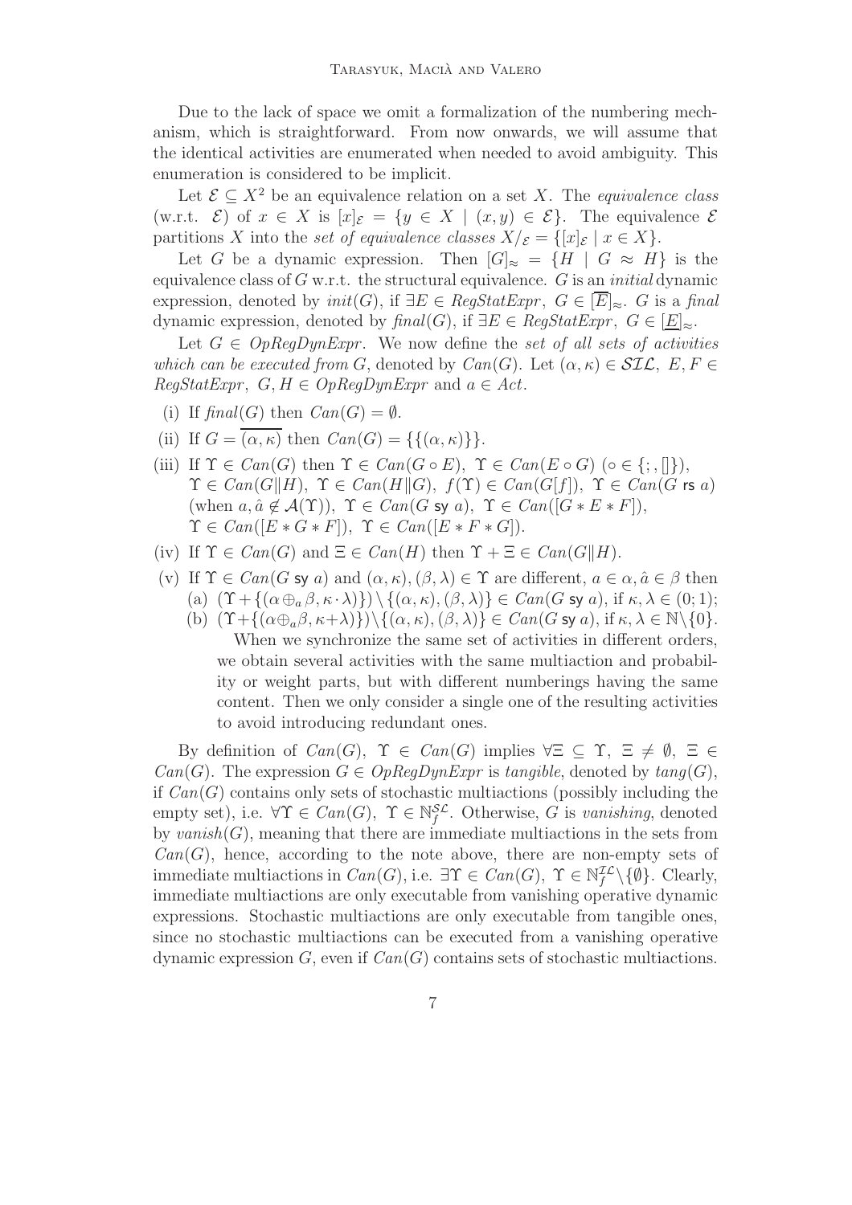Due to the lack of space we omit a formalization of the numbering mechanism, which is straightforward. From now onwards, we will assume that the identical activities are enumerated when needed to avoid ambiguity. This enumeration is considered to be implicit.

Let $\mathcal{E} \subseteq X^2$ be an equivalence relation on a set $X$. The *equivalence class* (w.r.t. $\mathcal{E}$) of $x \in X$ is $[x]_{\mathcal{E}} = \{y \in X \mid (x, y) \in \mathcal{E}\}$. The equivalence $\mathcal{E}$ partitions $X$ into the *set of equivalence classes* $X/_{\mathcal{E}} = \{[x]_{\mathcal{E}} \mid x \in X\}$.

Let $G$ be a dynamic expression. Then $[G]_{\approx} = \{H \mid G \approx H\}$ is the equivalence class of $G$ w.r.t. the structural equivalence. $G$ is an *initial* dynamic expression, denoted by $init(G)$, if $\exists E \in RegStatExpr,\ G \in [\overline{E}]_{\approx}$. $G$ is a *final* dynamic expression, denoted by $final(G)$, if $\exists E \in RegStatExpr,\ G \in [\underline{E}]_{\approx}$.

Let $G \in OpRegDynExpr$. We now define the *set of all sets of activities which can be executed from* $G$, denoted by $Can(G)$. Let $(\alpha, \kappa) \in \mathcal{SIL},\ E, F \in RegStatExpr,\ G, H \in OpRegDynExpr$ and $a \in Act$.

(i) If $final(G)$ then $Can(G) = \emptyset$.

(ii) If $G = \overline{(\alpha, \kappa)}$ then $Can(G) = \{\{(\alpha, \kappa)\}\}$.

(iii) If $\Upsilon \in Can(G)$ then $\Upsilon \in Can(G \circ E),\ \Upsilon \in Can(E \circ G)\ (\circ \in \{;, []\})$, $\Upsilon \in Can(G \| H),\ \Upsilon \in Can(H \| G),\ f(\Upsilon) \in Can(G[f]),\ \Upsilon \in Can(G \text{ rs } a)$ (when $a, \hat{a} \notin \mathcal{A}(\Upsilon)$), $\Upsilon \in Can(G \text{ sy } a),\ \Upsilon \in Can([G * E * F])$, $\Upsilon \in Can([E * G * F]),\ \Upsilon \in Can([E * F * G])$.

(iv) If $\Upsilon \in Can(G)$ and $\Xi \in Can(H)$ then $\Upsilon + \Xi \in Can(G \| H)$.

(v) If $\Upsilon \in Can(G \text{ sy } a)$ and $(\alpha, \kappa), (\beta, \lambda) \in \Upsilon$ are different, $a \in \alpha, \hat{a} \in \beta$ then
   (a) $(\Upsilon + \{(\alpha \oplus_a \beta, \kappa \cdot \lambda)\}) \setminus \{(\alpha, \kappa), (\beta, \lambda)\} \in Can(G \text{ sy } a)$, if $\kappa, \lambda \in (0; 1)$;
   (b) $(\Upsilon + \{(\alpha \oplus_a \beta, \kappa + \lambda)\}) \setminus \{(\alpha, \kappa), (\beta, \lambda)\} \in Can(G \text{ sy } a)$, if $\kappa, \lambda \in \mathbb{N} \setminus \{0\}$.

   When we synchronize the same set of activities in different orders, we obtain several activities with the same multiaction and probability or weight parts, but with different numberings having the same content. Then we only consider a single one of the resulting activities to avoid introducing redundant ones.

By definition of $Can(G)$, $\Upsilon \in Can(G)$ implies $\forall \Xi \subseteq \Upsilon,\ \Xi \neq \emptyset,\ \Xi \in Can(G)$. The expression $G \in OpRegDynExpr$ is *tangible*, denoted by $tang(G)$, if $Can(G)$ contains only sets of stochastic multiactions (possibly including the empty set), i.e. $\forall \Upsilon \in Can(G),\ \Upsilon \in \mathbb{N}_f^{\mathcal{SL}}$. Otherwise, $G$ is *vanishing*, denoted by $vanish(G)$, meaning that there are immediate multiactions in the sets from $Can(G)$, hence, according to the note above, there are non-empty sets of immediate multiactions in $Can(G)$, i.e. $\exists \Upsilon \in Can(G),\ \Upsilon \in \mathbb{N}_f^{\mathcal{IL}} \setminus \{\emptyset\}$. Clearly, immediate multiactions are only executable from vanishing operative dynamic expressions. Stochastic multiactions are only executable from tangible ones, since no stochastic multiactions can be executed from a vanishing operative dynamic expression $G$, even if $Can(G)$ contains sets of stochastic multiactions.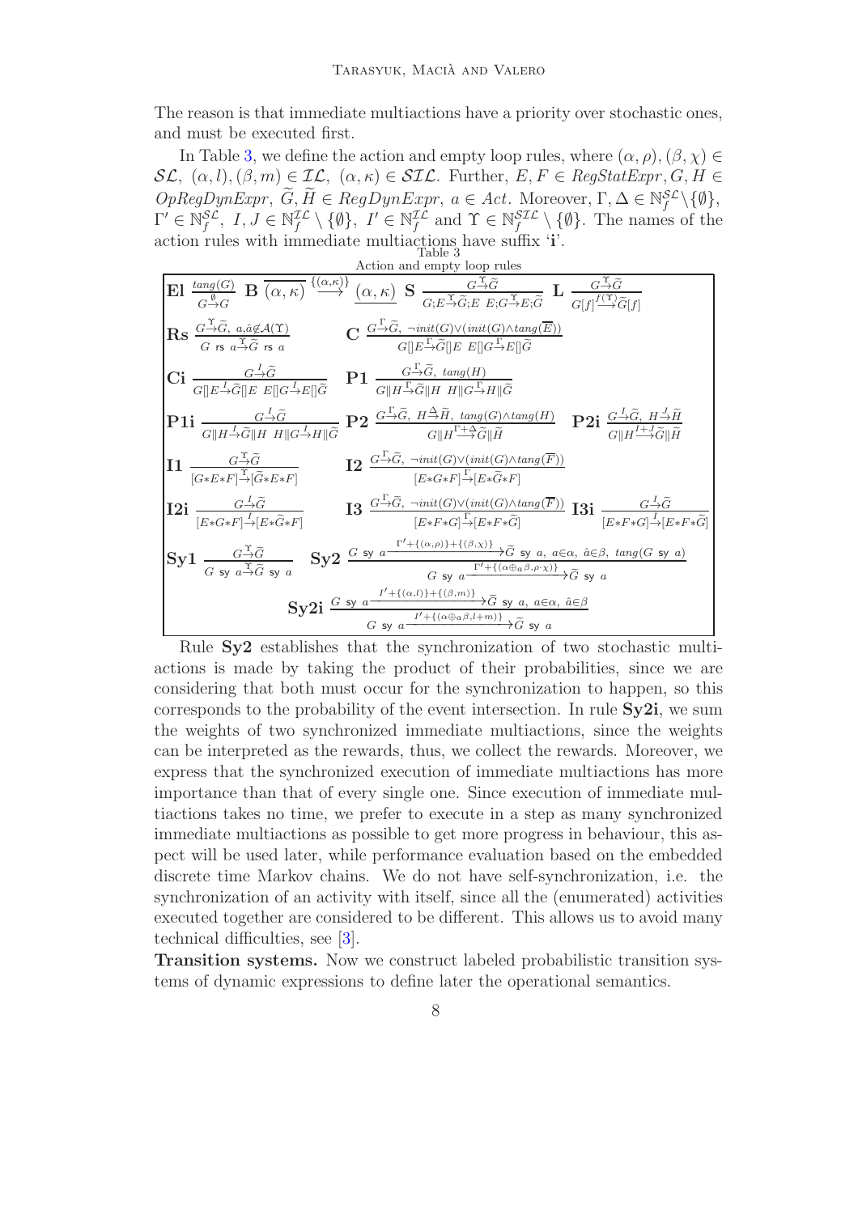The reason is that immediate multiactions have a priority over stochastic ones, and must be executed first.

In Table 3, we define the action and empty loop rules, where $(\alpha,\rho),(\beta,\chi)\in\mathcal{SL}$, $(\alpha,l),(\beta,m)\in\mathcal{IL}$, $(\alpha,\kappa)\in\mathcal{SIL}$. Further, $E,F\in RegStatExpr$, $G,H\in OpRegDynExpr$, $\widetilde{G},\widetilde{H}\in RegDynExpr$, $a\in Act$. Moreover, $\Gamma,\Delta\in\mathbb{N}_f^{\mathcal{SL}}\setminus\{\emptyset\}$, $\Gamma'\in\mathbb{N}_f^{\mathcal{SL}}$, $I,J\in\mathbb{N}_f^{\mathcal{IL}}\setminus\{\emptyset\}$, $I'\in\mathbb{N}_f^{\mathcal{IL}}$ and $\Upsilon\in\mathbb{N}_f^{\mathcal{SIL}}\setminus\{\emptyset\}$. The names of the action rules with immediate multiactions have suffix '**i**'.

Table 3
Action and empty loop rules

**El** $\dfrac{tang(G)}{G\stackrel{\emptyset}{\rightarrow}G}$ **B** $\overline{(\alpha,\kappa)}\stackrel{\{(\alpha,\kappa)\}}{\longrightarrow}\underline{(\alpha,\kappa)}$ **S** $\dfrac{G\stackrel{\Upsilon}{\rightarrow}\widetilde{G}}{G;E\stackrel{\Upsilon}{\rightarrow}\widetilde{G};E\ \ E;G\stackrel{\Upsilon}{\rightarrow}E;\widetilde{G}}$ **L** $\dfrac{G\stackrel{\Upsilon}{\rightarrow}\widetilde{G}}{G[f]\stackrel{f(\Upsilon)}{\longrightarrow}\widetilde{G}[f]}$

**Rs** $\dfrac{G\stackrel{\Upsilon}{\rightarrow}\widetilde{G},\ a,\hat{a}\not\in\mathcal{A}(\Upsilon)}{G\ \mathsf{rs}\ a\stackrel{\Upsilon}{\rightarrow}\widetilde{G}\ \mathsf{rs}\ a}$ **C** $\dfrac{G\stackrel{\Gamma}{\rightarrow}\widetilde{G},\ \neg init(G)\vee(init(G)\wedge tang(\overline{E}))}{G[]E\stackrel{\Gamma}{\rightarrow}\widetilde{G}[]E\ \ E[]G\stackrel{\Gamma}{\rightarrow}E[]\widetilde{G}}$

**Ci** $\dfrac{G\stackrel{I}{\rightarrow}\widetilde{G}}{G[]E\stackrel{I}{\rightarrow}\widetilde{G}[]E\ \ E[]G\stackrel{I}{\rightarrow}E[]\widetilde{G}}$ **P1** $\dfrac{G\stackrel{\Gamma}{\rightarrow}\widetilde{G},\ tang(H)}{G\|H\stackrel{\Gamma}{\rightarrow}\widetilde{G}\|H\ \ H\|G\stackrel{\Gamma}{\rightarrow}H\|\widetilde{G}}$

**P1i** $\dfrac{G\stackrel{I}{\rightarrow}\widetilde{G}}{G\|H\stackrel{I}{\rightarrow}\widetilde{G}\|H\ \ H\|G\stackrel{I}{\rightarrow}H\|\widetilde{G}}$ **P2** $\dfrac{G\stackrel{\Gamma}{\rightarrow}\widetilde{G},\ H\stackrel{\Delta}{\rightarrow}\widetilde{H},\ tang(G)\wedge tang(H)}{G\|H\stackrel{\Gamma+\Delta}{\longrightarrow}\widetilde{G}\|\widetilde{H}}$ **P2i** $\dfrac{G\stackrel{I}{\rightarrow}\widetilde{G},\ H\stackrel{J}{\rightarrow}\widetilde{H}}{G\|H\stackrel{I+J}{\longrightarrow}\widetilde{G}\|\widetilde{H}}$

**I1** $\dfrac{G\stackrel{\Upsilon}{\rightarrow}\widetilde{G}}{[G*E*F]\stackrel{\Upsilon}{\rightarrow}[\widetilde{G}*E*F]}$ **I2** $\dfrac{G\stackrel{\Gamma}{\rightarrow}\widetilde{G},\ \neg init(G)\vee(init(G)\wedge tang(\overline{F}))}{[E*G*F]\stackrel{\Gamma}{\rightarrow}[E*\widetilde{G}*F]}$

**I2i** $\dfrac{G\stackrel{I}{\rightarrow}\widetilde{G}}{[E*G*F]\stackrel{I}{\rightarrow}[E*\widetilde{G}*F]}$ **I3** $\dfrac{G\stackrel{\Gamma}{\rightarrow}\widetilde{G},\ \neg init(G)\vee(init(G)\wedge tang(\overline{F}))}{[E*F*G]\stackrel{\Gamma}{\rightarrow}[E*F*\widetilde{G}]}$ **I3i** $\dfrac{G\stackrel{I}{\rightarrow}\widetilde{G}}{[E*F*G]\stackrel{I}{\rightarrow}[E*F*\widetilde{G}]}$

**Sy1** $\dfrac{G\stackrel{\Upsilon}{\rightarrow}\widetilde{G}}{G\ \mathsf{sy}\ a\stackrel{\Upsilon}{\rightarrow}\widetilde{G}\ \mathsf{sy}\ a}$ **Sy2** $\dfrac{G\ \mathsf{sy}\ a\xrightarrow{\Gamma'+\{(\alpha,\rho)\}+\{(\beta,\chi)\}}\widetilde{G}\ \mathsf{sy}\ a,\ a\in\alpha,\ \hat{a}\in\beta,\ tang(G\ \mathsf{sy}\ a)}{G\ \mathsf{sy}\ a\xrightarrow{\Gamma'+\{(\alpha\oplus_a\beta,\rho\cdot\chi)\}}\widetilde{G}\ \mathsf{sy}\ a}$

**Sy2i** $\dfrac{G\ \mathsf{sy}\ a\xrightarrow{I'+\{(\alpha,l)\}+\{(\beta,m)\}}\widetilde{G}\ \mathsf{sy}\ a,\ a\in\alpha,\ \hat{a}\in\beta}{G\ \mathsf{sy}\ a\xrightarrow{I'+\{(\alpha\oplus_a\beta,l+m)\}}\widetilde{G}\ \mathsf{sy}\ a}$

Rule **Sy2** establishes that the synchronization of two stochastic multiactions is made by taking the product of their probabilities, since we are considering that both must occur for the synchronization to happen, so this corresponds to the probability of the event intersection. In rule **Sy2i**, we sum the weights of two synchronized immediate multiactions, since the weights can be interpreted as the rewards, thus, we collect the rewards. Moreover, we express that the synchronized execution of immediate multiactions has more importance than that of every single one. Since execution of immediate multiactions takes no time, we prefer to execute in a step as many synchronized immediate multiactions as possible to get more progress in behaviour, this aspect will be used later, while performance evaluation based on the embedded discrete time Markov chains. We do not have self-synchronization, i.e. the synchronization of an activity with itself, since all the (enumerated) activities executed together are considered to be different. This allows us to avoid many technical difficulties, see [3].

**Transition systems.** Now we construct labeled probabilistic transition systems of dynamic expressions to define later the operational semantics.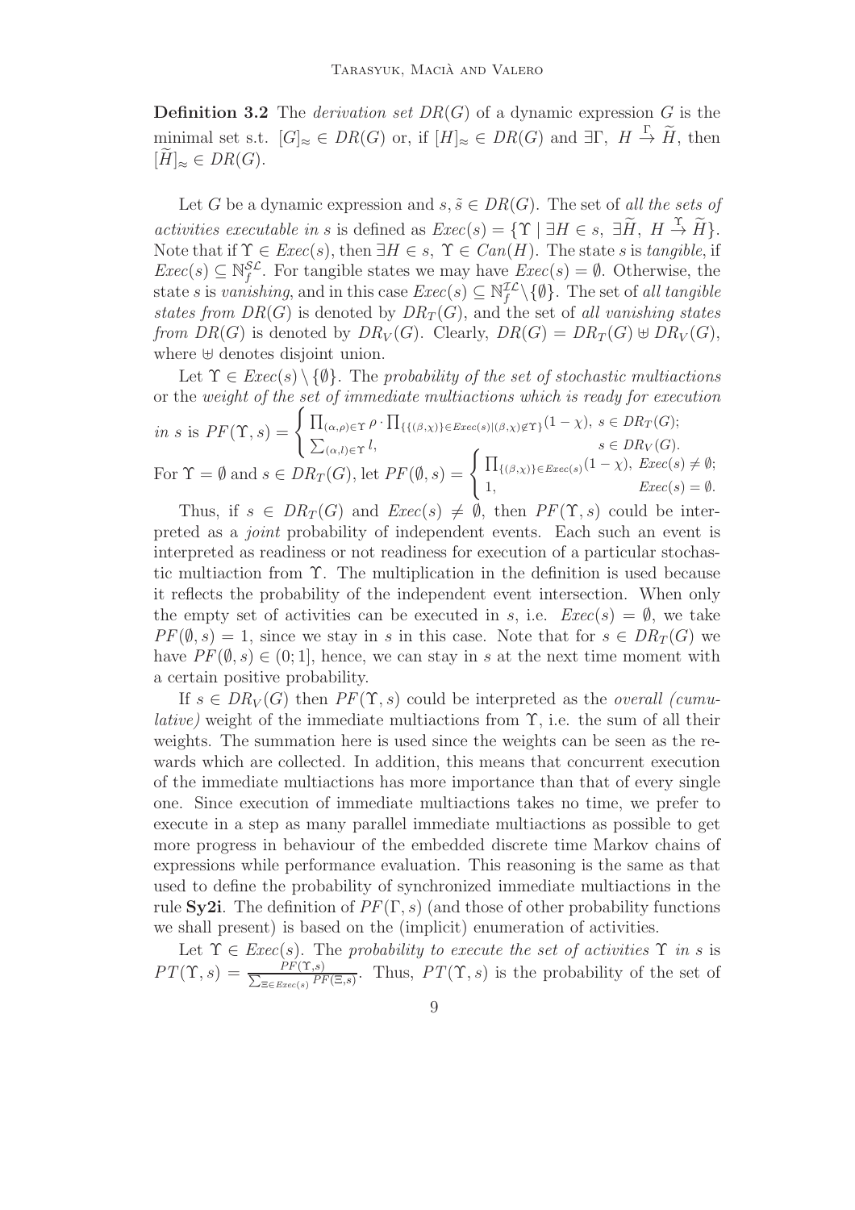**Definition 3.2** The *derivation set* $DR(G)$ of a dynamic expression $G$ is the minimal set s.t. $[G]_\approx \in DR(G)$ or, if $[H]_\approx \in DR(G)$ and $\exists \Gamma,\ H \stackrel{\Gamma}{\to} \widetilde{H}$, then $[\widetilde{H}]_\approx \in DR(G)$.

Let $G$ be a dynamic expression and $s, \tilde{s} \in DR(G)$. The set of *all the sets of activities executable in* $s$ is defined as $Exec(s) = \{\Upsilon \mid \exists H \in s,\ \exists \widetilde{H},\ H \stackrel{\Upsilon}{\to} \widetilde{H}\}$. Note that if $\Upsilon \in Exec(s)$, then $\exists H \in s,\ \Upsilon \in Can(H)$. The state $s$ is *tangible*, if $Exec(s) \subseteq \mathbb{N}_f^{\mathcal{SL}}$. For tangible states we may have $Exec(s) = \emptyset$. Otherwise, the state $s$ is *vanishing*, and in this case $Exec(s) \subseteq \mathbb{N}_f^{\mathcal{IL}} \setminus \{\emptyset\}$. The set of *all tangible states from* $DR(G)$ is denoted by $DR_T(G)$, and the set of *all vanishing states from* $DR(G)$ is denoted by $DR_V(G)$. Clearly, $DR(G) = DR_T(G) \uplus DR_V(G)$, where $\uplus$ denotes disjoint union.

Let $\Upsilon \in Exec(s) \setminus \{\emptyset\}$. The *probability of the set of stochastic multiactions* or the *weight of the set of immediate multiactions which is ready for execution in* $s$ is $PF(\Upsilon, s) = \begin{cases} \prod_{(\alpha,\rho)\in\Upsilon} \rho \cdot \prod_{\{\{(\beta,\chi)\}\in Exec(s) \mid (\beta,\chi)\notin\Upsilon\}} (1-\chi), & s \in DR_T(G); \\ \sum_{(\alpha,l)\in\Upsilon} l, & s \in DR_V(G). \end{cases}$

For $\Upsilon = \emptyset$ and $s \in DR_T(G)$, let $PF(\emptyset, s) = \begin{cases} \prod_{\{(\beta,\chi)\}\in Exec(s)} (1-\chi), & Exec(s) \neq \emptyset; \\ 1, & Exec(s) = \emptyset. \end{cases}$

Thus, if $s \in DR_T(G)$ and $Exec(s) \neq \emptyset$, then $PF(\Upsilon, s)$ could be interpreted as a *joint* probability of independent events. Each such an event is interpreted as readiness or not readiness for execution of a particular stochastic multiaction from $\Upsilon$. The multiplication in the definition is used because it reflects the probability of the independent event intersection. When only the empty set of activities can be executed in $s$, i.e. $Exec(s) = \emptyset$, we take $PF(\emptyset, s) = 1$, since we stay in $s$ in this case. Note that for $s \in DR_T(G)$ we have $PF(\emptyset, s) \in (0; 1]$, hence, we can stay in $s$ at the next time moment with a certain positive probability.

If $s \in DR_V(G)$ then $PF(\Upsilon, s)$ could be interpreted as the *overall (cumulative)* weight of the immediate multiactions from $\Upsilon$, i.e. the sum of all their weights. The summation here is used since the weights can be seen as the rewards which are collected. In addition, this means that concurrent execution of the immediate multiactions has more importance than that of every single one. Since execution of immediate multiactions takes no time, we prefer to execute in a step as many parallel immediate multiactions as possible to get more progress in behaviour of the embedded discrete time Markov chains of expressions while performance evaluation. This reasoning is the same as that used to define the probability of synchronized immediate multiactions in the rule **Sy2i**. The definition of $PF(\Gamma, s)$ (and those of other probability functions we shall present) is based on the (implicit) enumeration of activities.

Let $\Upsilon \in Exec(s)$. The *probability to execute the set of activities* $\Upsilon$ *in* $s$ is $PT(\Upsilon, s) = \frac{PF(\Upsilon,s)}{\sum_{\Xi\in Exec(s)} PF(\Xi,s)}$. Thus, $PT(\Upsilon, s)$ is the probability of the set of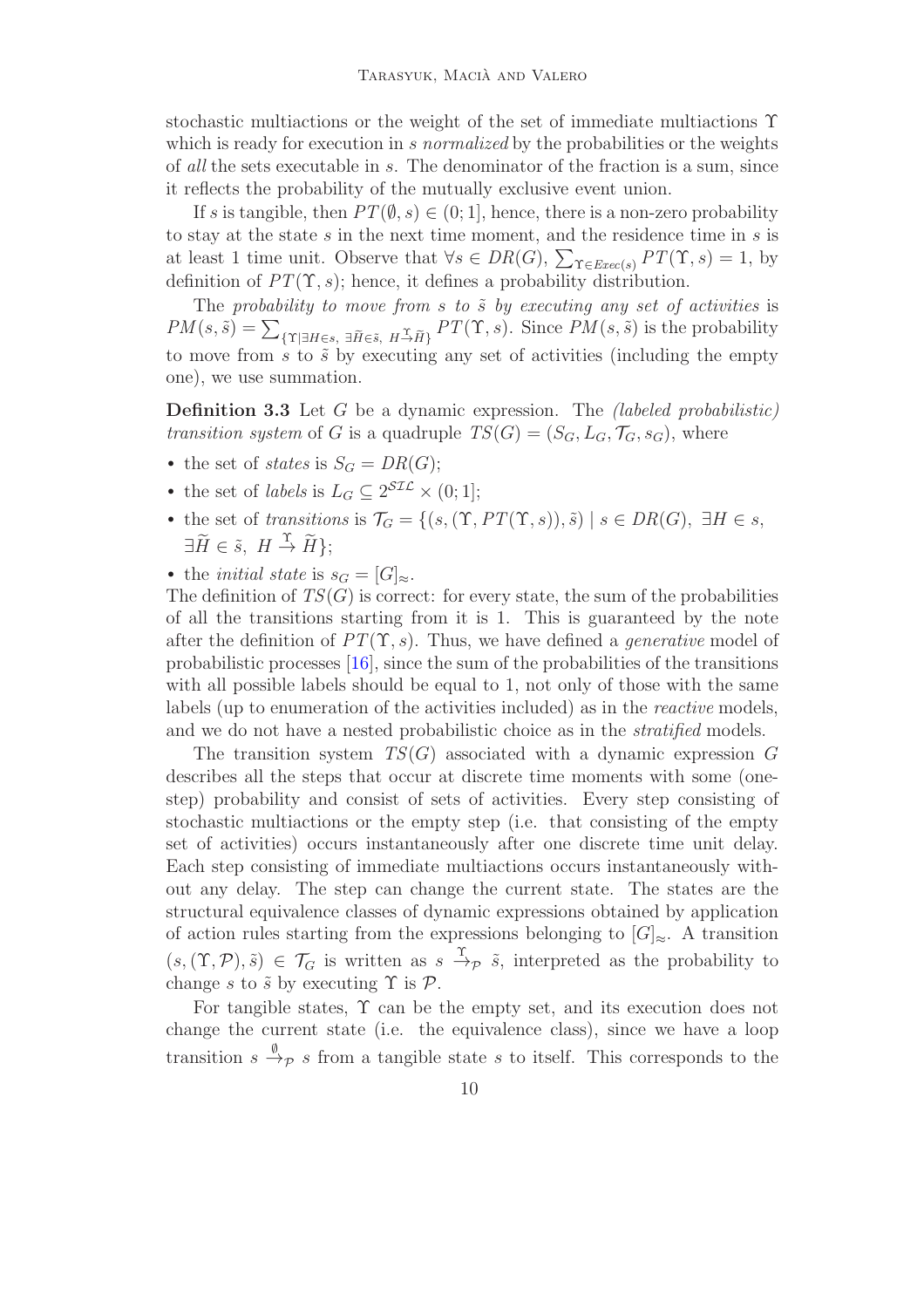stochastic multiactions or the weight of the set of immediate multiactions $\Upsilon$ which is ready for execution in $s$ *normalized* by the probabilities or the weights of *all* the sets executable in $s$. The denominator of the fraction is a sum, since it reflects the probability of the mutually exclusive event union.

If $s$ is tangible, then $PT(\emptyset, s) \in (0;1]$, hence, there is a non-zero probability to stay at the state $s$ in the next time moment, and the residence time in $s$ is at least 1 time unit. Observe that $\forall s \in DR(G)$, $\sum_{\Upsilon \in Exec(s)} PT(\Upsilon, s) = 1$, by definition of $PT(\Upsilon, s)$; hence, it defines a probability distribution.

The *probability to move from $s$ to $\tilde{s}$ by executing any set of activities* is $PM(s, \tilde{s}) = \sum_{\{\Upsilon \mid \exists H \in s,\ \exists \widetilde{H} \in \tilde{s},\ H \xrightarrow{\Upsilon} \widetilde{H}\}} PT(\Upsilon, s)$. Since $PM(s, \tilde{s})$ is the probability to move from $s$ to $\tilde{s}$ by executing any set of activities (including the empty one), we use summation.

**Definition 3.3** Let $G$ be a dynamic expression. The *(labeled probabilistic) transition system* of $G$ is a quadruple $TS(G) = (S_G, L_G, \mathcal{T}_G, s_G)$, where

- the set of *states* is $S_G = DR(G)$;
- the set of *labels* is $L_G \subseteq 2^{\mathcal{SIL}} \times (0;1]$;
- the set of *transitions* is $\mathcal{T}_G = \{(s, (\Upsilon, PT(\Upsilon, s)), \tilde{s}) \mid s \in DR(G),\ \exists H \in s,\ \exists \widetilde{H} \in \tilde{s},\ H \xrightarrow{\Upsilon} \widetilde{H}\}$;
- the *initial state* is $s_G = [G]_\approx$.

The definition of $TS(G)$ is correct: for every state, the sum of the probabilities of all the transitions starting from it is 1. This is guaranteed by the note after the definition of $PT(\Upsilon, s)$. Thus, we have defined a *generative* model of probabilistic processes [16], since the sum of the probabilities of the transitions with all possible labels should be equal to 1, not only of those with the same labels (up to enumeration of the activities included) as in the *reactive* models, and we do not have a nested probabilistic choice as in the *stratified* models.

The transition system $TS(G)$ associated with a dynamic expression $G$ describes all the steps that occur at discrete time moments with some (one-step) probability and consist of sets of activities. Every step consisting of stochastic multiactions or the empty step (i.e. that consisting of the empty set of activities) occurs instantaneously after one discrete time unit delay. Each step consisting of immediate multiactions occurs instantaneously without any delay. The step can change the current state. The states are the structural equivalence classes of dynamic expressions obtained by application of action rules starting from the expressions belonging to $[G]_\approx$. A transition $(s, (\Upsilon, \mathcal{P}), \tilde{s}) \in \mathcal{T}_G$ is written as $s \xrightarrow{\Upsilon}_{\mathcal{P}} \tilde{s}$, interpreted as the probability to change $s$ to $\tilde{s}$ by executing $\Upsilon$ is $\mathcal{P}$.

For tangible states, $\Upsilon$ can be the empty set, and its execution does not change the current state (i.e. the equivalence class), since we have a loop transition $s \xrightarrow{\emptyset}_{\mathcal{P}} s$ from a tangible state $s$ to itself. This corresponds to the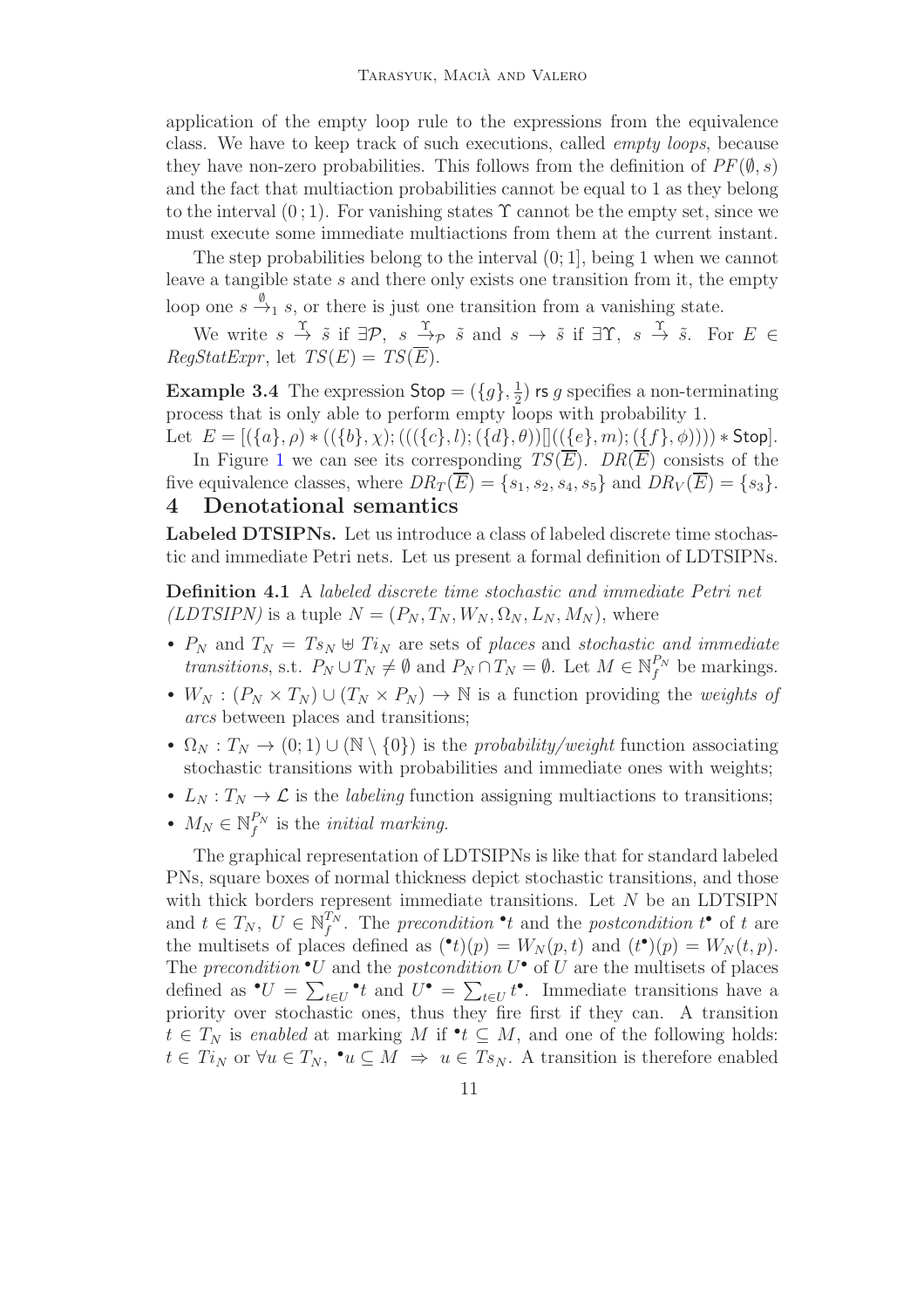application of the empty loop rule to the expressions from the equivalence class. We have to keep track of such executions, called *empty loops*, because they have non-zero probabilities. This follows from the definition of $PF(\emptyset, s)$ and the fact that multiaction probabilities cannot be equal to 1 as they belong to the interval $(0\,;1)$. For vanishing states $\Upsilon$ cannot be the empty set, since we must execute some immediate multiactions from them at the current instant.

The step probabilities belong to the interval $(0;1]$, being 1 when we cannot leave a tangible state $s$ and there only exists one transition from it, the empty loop one $s \stackrel{\emptyset}{\to}_1 s$, or there is just one transition from a vanishing state.

We write $s \stackrel{\Upsilon}{\to} \tilde{s}$ if $\exists \mathcal{P},\ s \stackrel{\Upsilon}{\to}_{\mathcal{P}} \tilde{s}$ and $s \to \tilde{s}$ if $\exists \Upsilon,\ s \stackrel{\Upsilon}{\to} \tilde{s}$. For $E \in RegStatExpr$, let $TS(E) = TS(\overline{E})$.

**Example 3.4** The expression $\mathsf{Stop} = (\{g\}, \frac{1}{2})\ \mathsf{rs}\ g$ specifies a non-terminating process that is only able to perform empty loops with probability 1.
Let $E = [(\{a\}, \rho) * ((\{b\}, \chi); (((\{c\}, l); (\{d\}, \theta))[]((\{e\}, m); (\{f\}, \phi)))) * \mathsf{Stop}]$.

In Figure 1 we can see its corresponding $TS(\overline{E})$. $DR(\overline{E})$ consists of the five equivalence classes, where $DR_T(\overline{E}) = \{s_1, s_2, s_4, s_5\}$ and $DR_V(\overline{E}) = \{s_3\}$.

## 4 Denotational semantics

**Labeled DTSIPNs.** Let us introduce a class of labeled discrete time stochastic and immediate Petri nets. Let us present a formal definition of LDTSIPNs.

**Definition 4.1** *A labeled discrete time stochastic and immediate Petri net (LDTSIPN) is a tuple $N = (P_N, T_N, W_N, \Omega_N, L_N, M_N)$, where*

- $P_N$ and $T_N = Ts_N \uplus Ti_N$ are sets of *places* and *stochastic and immediate transitions*, s.t. $P_N \cup T_N \neq \emptyset$ and $P_N \cap T_N = \emptyset$. Let $M \in \mathbb{N}_f^{P_N}$ be markings.
- $W_N : (P_N \times T_N) \cup (T_N \times P_N) \to \mathbb{N}$ is a function providing the *weights of arcs* between places and transitions;
- $\Omega_N : T_N \to (0;1) \cup (\mathbb{N} \setminus \{0\})$ is the *probability/weight* function associating stochastic transitions with probabilities and immediate ones with weights;
- $L_N : T_N \to \mathcal{L}$ is the *labeling* function assigning multiactions to transitions;
- $M_N \in \mathbb{N}_f^{P_N}$ is the *initial marking*.

The graphical representation of LDTSIPNs is like that for standard labeled PNs, square boxes of normal thickness depict stochastic transitions, and those with thick borders represent immediate transitions. Let $N$ be an LDTSIPN and $t \in T_N,\ U \in \mathbb{N}_f^{T_N}$. The *precondition* ${}^\bullet t$ and the *postcondition* $t^\bullet$ of $t$ are the multisets of places defined as $({}^\bullet t)(p) = W_N(p, t)$ and $(t^\bullet)(p) = W_N(t, p)$. The *precondition* ${}^\bullet U$ and the *postcondition* $U^\bullet$ of $U$ are the multisets of places defined as ${}^\bullet U = \sum_{t \in U} {}^\bullet t$ and $U^\bullet = \sum_{t \in U} t^\bullet$. Immediate transitions have a priority over stochastic ones, thus they fire first if they can. A transition $t \in T_N$ is *enabled* at marking $M$ if ${}^\bullet t \subseteq M$, and one of the following holds: $t \in Ti_N$ or $\forall u \in T_N,\ {}^\bullet u \subseteq M \ \Rightarrow\ u \in Ts_N$. A transition is therefore enabled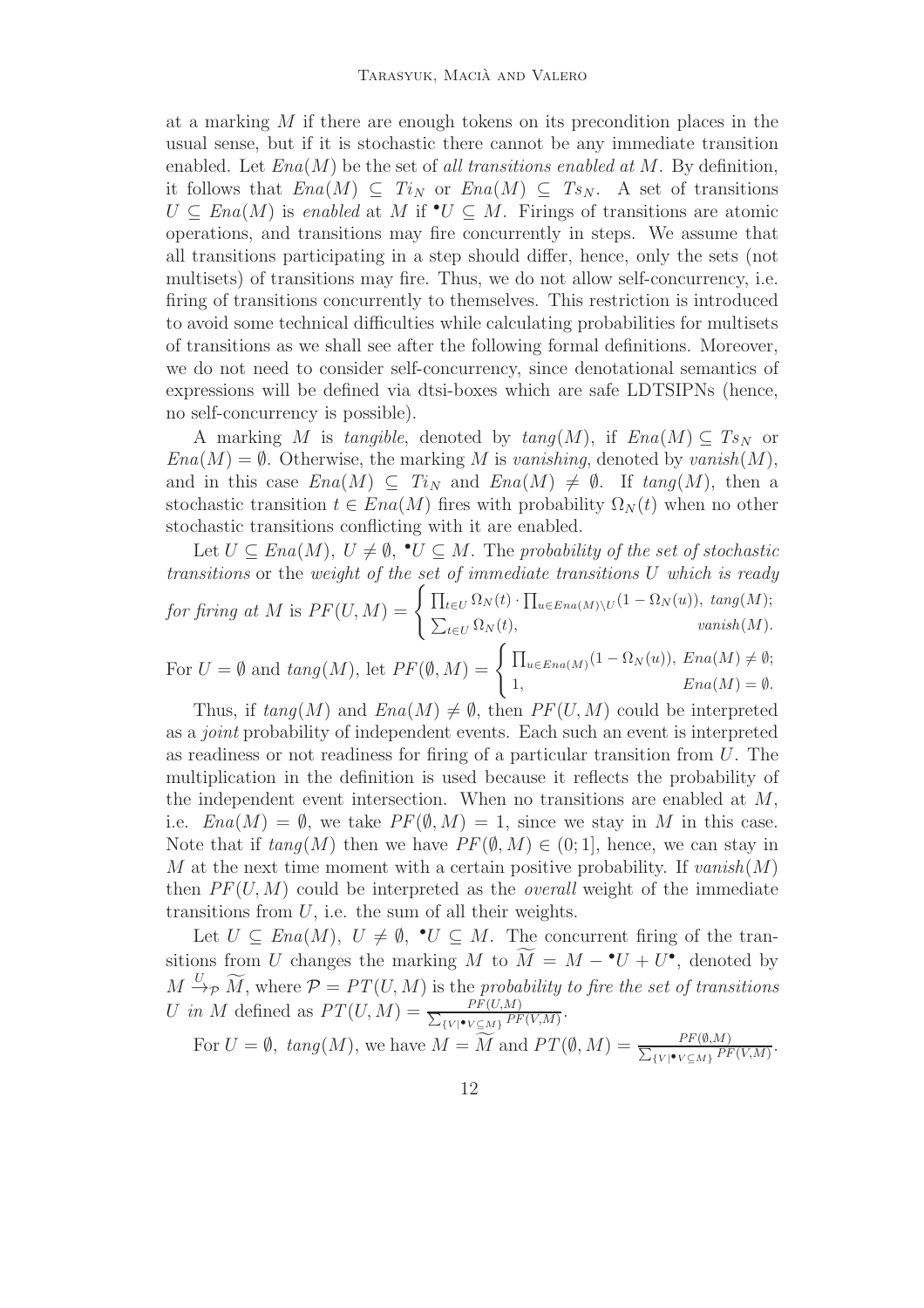at a marking $M$ if there are enough tokens on its precondition places in the usual sense, but if it is stochastic there cannot be any immediate transition enabled. Let $Ena(M)$ be the set of *all transitions enabled at* $M$. By definition, it follows that $Ena(M) \subseteq Ti_N$ or $Ena(M) \subseteq Ts_N$. A set of transitions $U \subseteq Ena(M)$ is *enabled* at $M$ if ${}^\bullet U \subseteq M$. Firings of transitions are atomic operations, and transitions may fire concurrently in steps. We assume that all transitions participating in a step should differ, hence, only the sets (not multisets) of transitions may fire. Thus, we do not allow self-concurrency, i.e. firing of transitions concurrently to themselves. This restriction is introduced to avoid some technical difficulties while calculating probabilities for multisets of transitions as we shall see after the following formal definitions. Moreover, we do not need to consider self-concurrency, since denotational semantics of expressions will be defined via dtsi-boxes which are safe LDTSIPNs (hence, no self-concurrency is possible).

A marking $M$ is *tangible*, denoted by $tang(M)$, if $Ena(M) \subseteq Ts_N$ or $Ena(M) = \emptyset$. Otherwise, the marking $M$ is *vanishing*, denoted by $vanish(M)$, and in this case $Ena(M) \subseteq Ti_N$ and $Ena(M) \neq \emptyset$. If $tang(M)$, then a stochastic transition $t \in Ena(M)$ fires with probability $\Omega_N(t)$ when no other stochastic transitions conflicting with it are enabled.

Let $U \subseteq Ena(M)$, $U \neq \emptyset$, ${}^\bullet U \subseteq M$. The *probability of the set of stochastic transitions* or the *weight of the set of immediate transitions $U$ which is ready for firing at $M$* is $PF(U, M) = \begin{cases} \prod_{t \in U} \Omega_N(t) \cdot \prod_{u \in Ena(M) \setminus U} (1 - \Omega_N(u)), & tang(M); \\ \sum_{t \in U} \Omega_N(t), & vanish(M). \end{cases}$

For $U = \emptyset$ and $tang(M)$, let $PF(\emptyset, M) = \begin{cases} \prod_{u \in Ena(M)} (1 - \Omega_N(u)), & Ena(M) \neq \emptyset; \\ 1, & Ena(M) = \emptyset. \end{cases}$

Thus, if $tang(M)$ and $Ena(M) \neq \emptyset$, then $PF(U, M)$ could be interpreted as a *joint* probability of independent events. Each such an event is interpreted as readiness or not readiness for firing of a particular transition from $U$. The multiplication in the definition is used because it reflects the probability of the independent event intersection. When no transitions are enabled at $M$, i.e. $Ena(M) = \emptyset$, we take $PF(\emptyset, M) = 1$, since we stay in $M$ in this case. Note that if $tang(M)$ then we have $PF(\emptyset, M) \in (0; 1]$, hence, we can stay in $M$ at the next time moment with a certain positive probability. If $vanish(M)$ then $PF(U, M)$ could be interpreted as the *overall* weight of the immediate transitions from $U$, i.e. the sum of all their weights.

Let $U \subseteq Ena(M)$, $U \neq \emptyset$, ${}^\bullet U \subseteq M$. The concurrent firing of the transitions from $U$ changes the marking $M$ to $\widetilde{M} = M - {}^\bullet U + U^\bullet$, denoted by $M \xrightarrow{U}_{\mathcal{P}} \widetilde{M}$, where $\mathcal{P} = PT(U, M)$ is the *probability to fire the set of transitions $U$ in $M$* defined as $PT(U, M) = \frac{PF(U,M)}{\sum_{\{V \mid {}^\bullet V \subseteq M\}} PF(V,M)}$.

For $U = \emptyset$, $tang(M)$, we have $M = \widetilde{M}$ and $PT(\emptyset, M) = \frac{PF(\emptyset,M)}{\sum_{\{V \mid {}^\bullet V \subseteq M\}} PF(V,M)}$.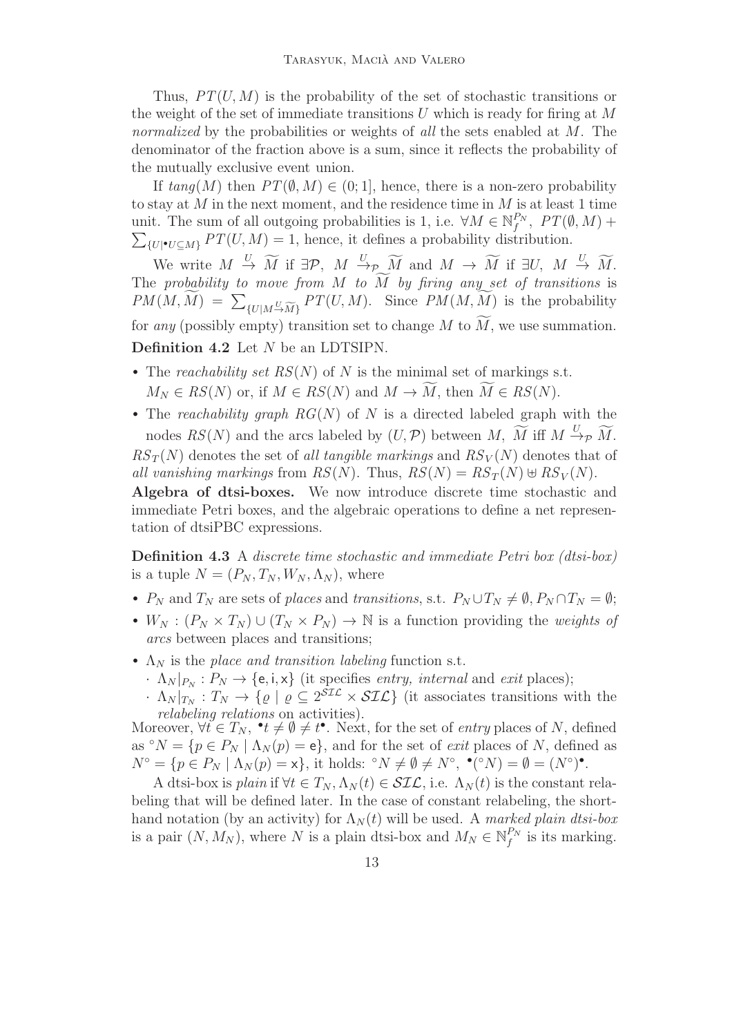Thus, $PT(U, M)$ is the probability of the set of stochastic transitions or the weight of the set of immediate transitions $U$ which is ready for firing at $M$ *normalized* by the probabilities or weights of *all* the sets enabled at $M$. The denominator of the fraction above is a sum, since it reflects the probability of the mutually exclusive event union.

If $tang(M)$ then $PT(\emptyset, M) \in (0; 1]$, hence, there is a non-zero probability to stay at $M$ in the next moment, and the residence time in $M$ is at least 1 time unit. The sum of all outgoing probabilities is 1, i.e. $\forall M \in \mathbb{N}_f^{P_N},\ PT(\emptyset, M) + \sum_{\{U \mid {}^\bullet U \subseteq M\}} PT(U, M) = 1$, hence, it defines a probability distribution.

We write $M \xrightarrow{U} \widetilde{M}$ if $\exists \mathcal{P},\ M \xrightarrow{U}_{\mathcal{P}} \widetilde{M}$ and $M \rightarrow \widetilde{M}$ if $\exists U,\ M \xrightarrow{U} \widetilde{M}$. The *probability to move from* $M$ *to* $\widetilde{M}$ *by firing any set of transitions* is $PM(M, \widetilde{M}) = \sum_{\{U \mid M \xrightarrow{U} \widetilde{M}\}} PT(U, M)$. Since $PM(M, \widetilde{M})$ is the probability for *any* (possibly empty) transition set to change $M$ to $\widetilde{M}$, we use summation.

**Definition 4.2** Let $N$ be an LDTSIPN.

- The *reachability set* $RS(N)$ of $N$ is the minimal set of markings s.t. $M_N \in RS(N)$ or, if $M \in RS(N)$ and $M \rightarrow \widetilde{M}$, then $\widetilde{M} \in RS(N)$.
- The *reachability graph* $RG(N)$ of $N$ is a directed labeled graph with the nodes $RS(N)$ and the arcs labeled by $(U, \mathcal{P})$ between $M,\ \widetilde{M}$ iff $M \xrightarrow{U}_{\mathcal{P}} \widetilde{M}$.

$RS_T(N)$ denotes the set of *all tangible markings* and $RS_V(N)$ denotes that of *all vanishing markings* from $RS(N)$. Thus, $RS(N) = RS_T(N) \uplus RS_V(N)$.

**Algebra of dtsi-boxes.** We now introduce discrete time stochastic and immediate Petri boxes, and the algebraic operations to define a net representation of dtsiPBC expressions.

**Definition 4.3** A *discrete time stochastic and immediate Petri box (dtsi-box)* is a tuple $N = (P_N, T_N, W_N, \Lambda_N)$, where

- $P_N$ and $T_N$ are sets of *places* and *transitions*, s.t. $P_N \cup T_N \neq \emptyset, P_N \cap T_N = \emptyset$;
- $W_N : (P_N \times T_N) \cup (T_N \times P_N) \rightarrow \mathbb{N}$ is a function providing the *weights of arcs* between places and transitions;
- $\Lambda_N$ is the *place and transition labeling* function s.t.
  - $\Lambda_N|_{P_N} : P_N \rightarrow \{\mathsf{e}, \mathsf{i}, \mathsf{x}\}$ (it specifies *entry, internal* and *exit* places);
  - $\Lambda_N|_{T_N} : T_N \rightarrow \{\varrho \mid \varrho \subseteq 2^{\mathcal{SIL}} \times \mathcal{SIL}\}$ (it associates transitions with the *relabeling relations* on activities).

Moreover, $\forall t \in T_N,\ {}^\bullet t \neq \emptyset \neq t^\bullet$. Next, for the set of *entry* places of $N$, defined as ${}^\circ N = \{p \in P_N \mid \Lambda_N(p) = \mathsf{e}\}$, and for the set of *exit* places of $N$, defined as $N^\circ = \{p \in P_N \mid \Lambda_N(p) = \mathsf{x}\}$, it holds: ${}^\circ N \neq \emptyset \neq N^\circ,\ {}^\bullet({}^\circ N) = \emptyset = (N^\circ)^\bullet$.

A dtsi-box is *plain* if $\forall t \in T_N, \Lambda_N(t) \in \mathcal{SIL}$, i.e. $\Lambda_N(t)$ is the constant relabeling that will be defined later. In the case of constant relabeling, the shorthand notation (by an activity) for $\Lambda_N(t)$ will be used. A *marked plain dtsi-box* is a pair $(N, M_N)$, where $N$ is a plain dtsi-box and $M_N \in \mathbb{N}_f^{P_N}$ is its marking.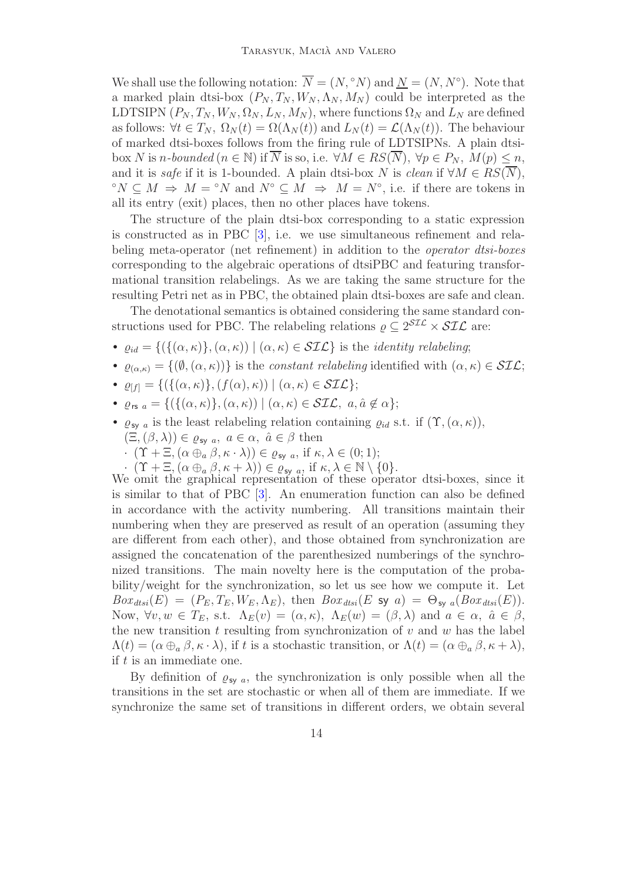We shall use the following notation: $\overline{N} = (N, {}^{\circ}N)$ and $\underline{N} = (N, N^{\circ})$. Note that a marked plain dtsi-box $(P_N, T_N, W_N, \Lambda_N, M_N)$ could be interpreted as the LDTSIPN $(P_N, T_N, W_N, \Omega_N, L_N, M_N)$, where functions $\Omega_N$ and $L_N$ are defined as follows: $\forall t \in T_N,\ \Omega_N(t) = \Omega(\Lambda_N(t))$ and $L_N(t) = \mathcal{L}(\Lambda_N(t))$. The behaviour of marked dtsi-boxes follows from the firing rule of LDTSIPNs. A plain dtsi-box $N$ is *n-bounded* ($n \in \mathbb{N}$) if $\overline{N}$ is so, i.e. $\forall M \in RS(\overline{N}),\ \forall p \in P_N,\ M(p) \leq n$, and it is *safe* if it is 1-bounded. A plain dtsi-box $N$ is *clean* if $\forall M \in RS(\overline{N})$, ${}^{\circ}N \subseteq M \ \Rightarrow\ M = {}^{\circ}N$ and $N^{\circ} \subseteq M \ \Rightarrow\ M = N^{\circ}$, i.e. if there are tokens in all its entry (exit) places, then no other places have tokens.

The structure of the plain dtsi-box corresponding to a static expression is constructed as in PBC [3], i.e. we use simultaneous refinement and relabeling meta-operator (net refinement) in addition to the *operator dtsi-boxes* corresponding to the algebraic operations of dtsiPBC and featuring transformational transition relabelings. As we are taking the same structure for the resulting Petri net as in PBC, the obtained plain dtsi-boxes are safe and clean.

The denotational semantics is obtained considering the same standard constructions used for PBC. The relabeling relations $\varrho \subseteq 2^{\mathcal{SIL}} \times \mathcal{SIL}$ are:

- $\varrho_{id} = \{(\{(\alpha, \kappa)\}, (\alpha, \kappa)) \mid (\alpha, \kappa) \in \mathcal{SIL}\}$ is the *identity relabeling*;
- $\varrho_{(\alpha,\kappa)} = \{(\emptyset, (\alpha, \kappa))\}$ is the *constant relabeling* identified with $(\alpha, \kappa) \in \mathcal{SIL}$;
- $\varrho_{[f]} = \{(\{(\alpha, \kappa)\}, (f(\alpha), \kappa)) \mid (\alpha, \kappa) \in \mathcal{SIL}\}$;
- $\varrho_{\mathsf{rs}\ a} = \{(\{(\alpha, \kappa)\}, (\alpha, \kappa)) \mid (\alpha, \kappa) \in \mathcal{SIL},\ a, \hat{a} \notin \alpha\}$;
- $\varrho_{\mathsf{sy}\ a}$ is the least relabeling relation containing $\varrho_{id}$ s.t. if $(\Upsilon, (\alpha, \kappa))$, $(\Xi, (\beta, \lambda)) \in \varrho_{\mathsf{sy}\ a},\ a \in \alpha,\ \hat{a} \in \beta$ then
  - $(\Upsilon + \Xi, (\alpha \oplus_a \beta, \kappa \cdot \lambda)) \in \varrho_{\mathsf{sy}\ a}$, if $\kappa, \lambda \in (0; 1)$;
  - $(\Upsilon + \Xi, (\alpha \oplus_a \beta, \kappa + \lambda)) \in \varrho_{\mathsf{sy}\ a}$, if $\kappa, \lambda \in \mathbb{N} \setminus \{0\}$.

We omit the graphical representation of these operator dtsi-boxes, since it is similar to that of PBC [3]. An enumeration function can also be defined in accordance with the activity numbering. All transitions maintain their numbering when they are preserved as result of an operation (assuming they are different from each other), and those obtained from synchronization are assigned the concatenation of the parenthesized numberings of the synchronized transitions. The main novelty here is the computation of the probability/weight for the synchronization, so let us see how we compute it. Let $Box_{dtsi}(E) = (P_E, T_E, W_E, \Lambda_E)$, then $Box_{dtsi}(E\ \mathsf{sy}\ a) = \Theta_{\mathsf{sy}\ a}(Box_{dtsi}(E))$. Now, $\forall v, w \in T_E$, s.t. $\Lambda_E(v) = (\alpha, \kappa),\ \Lambda_E(w) = (\beta, \lambda)$ and $a \in \alpha,\ \hat{a} \in \beta$, the new transition $t$ resulting from synchronization of $v$ and $w$ has the label $\Lambda(t) = (\alpha \oplus_a \beta, \kappa \cdot \lambda)$, if $t$ is a stochastic transition, or $\Lambda(t) = (\alpha \oplus_a \beta, \kappa + \lambda)$, if $t$ is an immediate one.

By definition of $\varrho_{\mathsf{sy}\ a}$, the synchronization is only possible when all the transitions in the set are stochastic or when all of them are immediate. If we synchronize the same set of transitions in different orders, we obtain several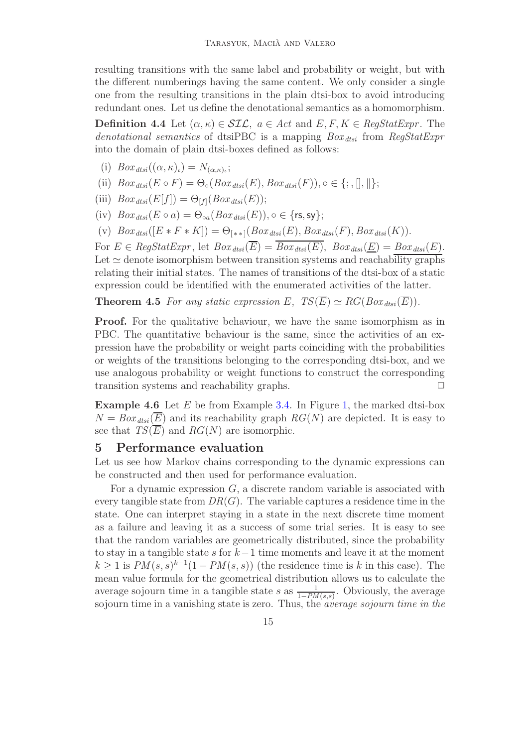resulting transitions with the same label and probability or weight, but with the different numberings having the same content. We only consider a single one from the resulting transitions in the plain dtsi-box to avoid introducing redundant ones. Let us define the denotational semantics as a homomorphism.

**Definition 4.4** Let $(\alpha, \kappa) \in \mathcal{SIL}$, $a \in Act$ and $E, F, K \in RegStatExpr$. The *denotational semantics* of dtsiPBC is a mapping $Box_{dtsi}$ from $RegStatExpr$ into the domain of plain dtsi-boxes defined as follows:

- (i) $Box_{dtsi}((\alpha, \kappa)_\iota) = N_{(\alpha,\kappa)_\iota}$;
- (ii) $Box_{dtsi}(E \circ F) = \Theta_\circ(Box_{dtsi}(E), Box_{dtsi}(F)), \circ \in \{;, [], \|\}$;
- (iii) $Box_{dtsi}(E[f]) = \Theta_{[f]}(Box_{dtsi}(E))$;
- (iv) $Box_{dtsi}(E \circ a) = \Theta_{\circ a}(Box_{dtsi}(E)), \circ \in \{\mathsf{rs}, \mathsf{sy}\}$;
- (v) $Box_{dtsi}([E * F * K]) = \Theta_{[**]}(Box_{dtsi}(E), Box_{dtsi}(F), Box_{dtsi}(K))$.

For $E \in RegStatExpr$, let $Box_{dtsi}(\overline{E}) = \overline{Box_{dtsi}(E)}$, $Box_{dtsi}(\underline{E}) = \underline{Box_{dtsi}(E)}$. Let $\simeq$ denote isomorphism between transition systems and reachability graphs relating their initial states. The names of transitions of the dtsi-box of a static expression could be identified with the enumerated activities of the latter.

**Theorem 4.5** *For any static expression $E$, $TS(\overline{E}) \simeq RG(Box_{dtsi}(\overline{E}))$.*

**Proof.** For the qualitative behaviour, we have the same isomorphism as in PBC. The quantitative behaviour is the same, since the activities of an expression have the probability or weight parts coinciding with the probabilities or weights of the transitions belonging to the corresponding dtsi-box, and we use analogous probability or weight functions to construct the corresponding transition systems and reachability graphs. □

**Example 4.6** Let $E$ be from Example 3.4. In Figure 1, the marked dtsi-box $N = Box_{dtsi}(\overline{E})$ and its reachability graph $RG(N)$ are depicted. It is easy to see that $TS(\overline{E})$ and $RG(N)$ are isomorphic.

## 5 Performance evaluation

Let us see how Markov chains corresponding to the dynamic expressions can be constructed and then used for performance evaluation.

For a dynamic expression $G$, a discrete random variable is associated with every tangible state from $DR(G)$. The variable captures a residence time in the state. One can interpret staying in a state in the next discrete time moment as a failure and leaving it as a success of some trial series. It is easy to see that the random variables are geometrically distributed, since the probability to stay in a tangible state $s$ for $k-1$ time moments and leave it at the moment $k \geq 1$ is $PM(s,s)^{k-1}(1 - PM(s,s))$ (the residence time is $k$ in this case). The mean value formula for the geometrical distribution allows us to calculate the average sojourn time in a tangible state $s$ as $\frac{1}{1-PM(s,s)}$. Obviously, the average sojourn time in a vanishing state is zero. Thus, the *average sojourn time in the*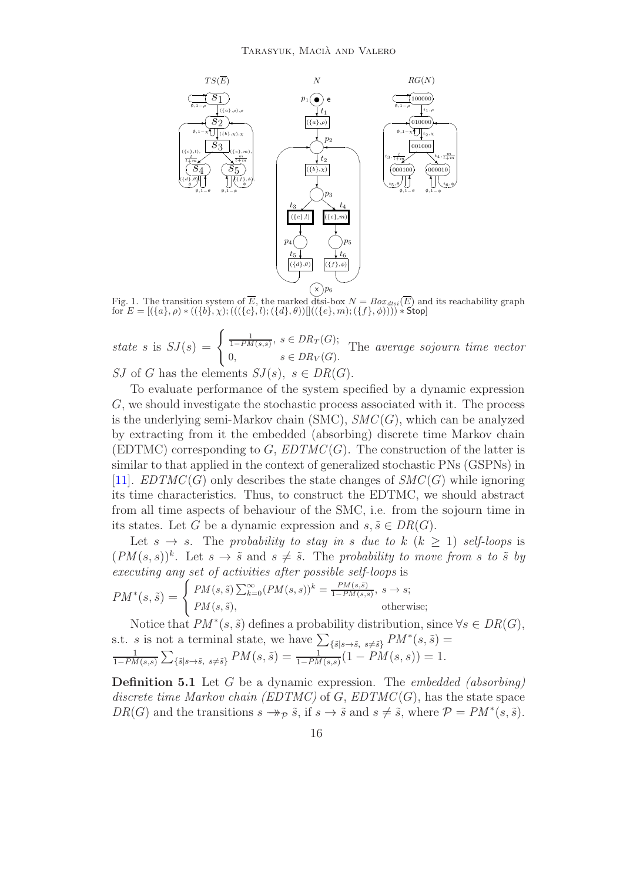Fig. 1. The transition system of $\overline{E}$, the marked dtsi-box $N = Box_{dtsi}(\overline{E})$ and its reachability graph for $E = [(\{a\}, \rho) * ((\{b\}, \chi); (((\{c\}, l); (\{d\}, \theta))[]((\{e\}, m); (\{f\}, \phi)))) * \mathsf{Stop}]$

*state* $s$ is $SJ(s) = \begin{cases} \frac{1}{1-PM(s,s)}, & s \in DR_T(G); \\ 0, & s \in DR_V(G). \end{cases}$ The *average sojourn time vector* $SJ$ of $G$ has the elements $SJ(s),\ s \in DR(G)$.

To evaluate performance of the system specified by a dynamic expression $G$, we should investigate the stochastic process associated with it. The process is the underlying semi-Markov chain (SMC), $SMC(G)$, which can be analyzed by extracting from it the embedded (absorbing) discrete time Markov chain (EDTMC) corresponding to $G$, $EDTMC(G)$. The construction of the latter is similar to that applied in the context of generalized stochastic PNs (GSPNs) in [11]. $EDTMC(G)$ only describes the state changes of $SMC(G)$ while ignoring its time characteristics. Thus, to construct the EDTMC, we should abstract from all time aspects of behaviour of the SMC, i.e. from the sojourn time in its states. Let $G$ be a dynamic expression and $s, \tilde{s} \in DR(G)$.

Let $s \to s$. The *probability to stay in* $s$ *due to* $k$ $(k \geq 1)$ *self-loops* is $(PM(s,s))^k$. Let $s \to \tilde{s}$ and $s \neq \tilde{s}$. The *probability to move from* $s$ *to* $\tilde{s}$ *by executing any set of activities after possible self-loops* is

$$PM^*(s,\tilde{s}) = \begin{cases} PM(s,\tilde{s}) \sum_{k=0}^{\infty} (PM(s,s))^k = \frac{PM(s,\tilde{s})}{1-PM(s,s)}, & s \to s; \\ PM(s,\tilde{s}), & \text{otherwise}; \end{cases}$$

Notice that $PM^*(s,\tilde{s})$ defines a probability distribution, since $\forall s \in DR(G)$, s.t. $s$ is not a terminal state, we have $\sum_{\{\tilde{s} \mid s \to \tilde{s},\ s \neq \tilde{s}\}} PM^*(s,\tilde{s}) = \frac{1}{1-PM(s,s)} \sum_{\{\tilde{s} \mid s \to \tilde{s},\ s \neq \tilde{s}\}} PM(s,\tilde{s}) = \frac{1}{1-PM(s,s)}(1 - PM(s,s)) = 1$.

**Definition 5.1** Let $G$ be a dynamic expression. The *embedded (absorbing) discrete time Markov chain (EDTMC)* of $G$, $EDTMC(G)$, has the state space $DR(G)$ and the transitions $s \twoheadrightarrow_{\mathcal{P}} \tilde{s}$, if $s \to \tilde{s}$ and $s \neq \tilde{s}$, where $\mathcal{P} = PM^*(s,\tilde{s})$.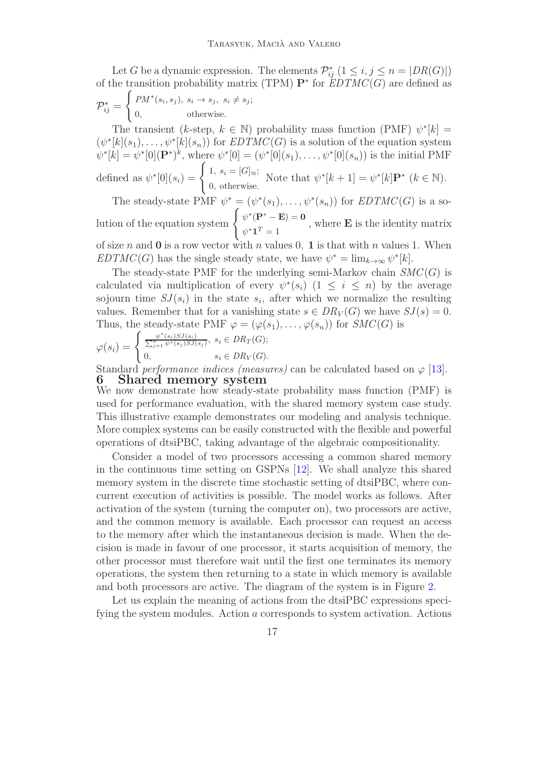Let $G$ be a dynamic expression. The elements $\mathcal{P}^*_{ij}$ $(1 \leq i, j \leq n = |DR(G)|)$ of the transition probability matrix (TPM) $\mathbf{P}^*$ for $EDTMC(G)$ are defined as

$$\mathcal{P}^*_{ij} = \begin{cases} PM^*(s_i, s_j), & s_i \to s_j,\ s_i \neq s_j; \\ 0, & \text{otherwise.} \end{cases}$$

The transient ($k$-step, $k \in \mathbb{N}$) probability mass function (PMF) $\psi^*[k] = (\psi^*[k](s_1), \ldots, \psi^*[k](s_n))$ for $EDTMC(G)$ is a solution of the equation system $\psi^*[k] = \psi^*[0](\mathbf{P}^*)^k$, where $\psi^*[0] = (\psi^*[0](s_1), \ldots, \psi^*[0](s_n))$ is the initial PMF defined as $\psi^*[0](s_i) = \begin{cases} 1, & s_i = [G]_\approx; \\ 0, & \text{otherwise.} \end{cases}$ Note that $\psi^*[k+1] = \psi^*[k]\mathbf{P}^*$ $(k \in \mathbb{N})$.

The steady-state PMF $\psi^* = (\psi^*(s_1), \ldots, \psi^*(s_n))$ for $EDTMC(G)$ is a solution of the equation system $\begin{cases} \psi^*(\mathbf{P}^* - \mathbf{E}) = \mathbf{0} \\ \psi^* \mathbf{1}^T = 1 \end{cases}$, where $\mathbf{E}$ is the identity matrix of size $n$ and $\mathbf{0}$ is a row vector with $n$ values 0, $\mathbf{1}$ is that with $n$ values 1. When $EDTMC(G)$ has the single steady state, we have $\psi^* = \lim_{k \to \infty} \psi^*[k]$.

The steady-state PMF for the underlying semi-Markov chain $SMC(G)$ is calculated via multiplication of every $\psi^*(s_i)$ $(1 \leq i \leq n)$ by the average sojourn time $SJ(s_i)$ in the state $s_i$, after which we normalize the resulting values. Remember that for a vanishing state $s \in DR_V(G)$ we have $SJ(s) = 0$. Thus, the steady-state PMF $\varphi = (\varphi(s_1), \ldots, \varphi(s_n))$ for $SMC(G)$ is

$$\varphi(s_i) = \begin{cases} \frac{\psi^*(s_i) SJ(s_i)}{\sum_{j=1}^n \psi^*(s_j) SJ(s_j)}, & s_i \in DR_T(G); \\ 0, & s_i \in DR_V(G). \end{cases}$$

Standard *performance indices (measures)* can be calculated based on $\varphi$ [13].

# 6 Shared memory system

We now demonstrate how steady-state probability mass function (PMF) is used for performance evaluation, with the shared memory system case study. This illustrative example demonstrates our modeling and analysis technique. More complex systems can be easily constructed with the flexible and powerful operations of dtsiPBC, taking advantage of the algebraic compositionality.

Consider a model of two processors accessing a common shared memory in the continuous time setting on GSPNs [12]. We shall analyze this shared memory system in the discrete time stochastic setting of dtsiPBC, where concurrent execution of activities is possible. The model works as follows. After activation of the system (turning the computer on), two processors are active, and the common memory is available. Each processor can request an access to the memory after which the instantaneous decision is made. When the decision is made in favour of one processor, it starts acquisition of memory, the other processor must therefore wait until the first one terminates its memory operations, the system then returning to a state in which memory is available and both processors are active. The diagram of the system is in Figure 2.

Let us explain the meaning of actions from the dtsiPBC expressions specifying the system modules. Action $a$ corresponds to system activation. Actions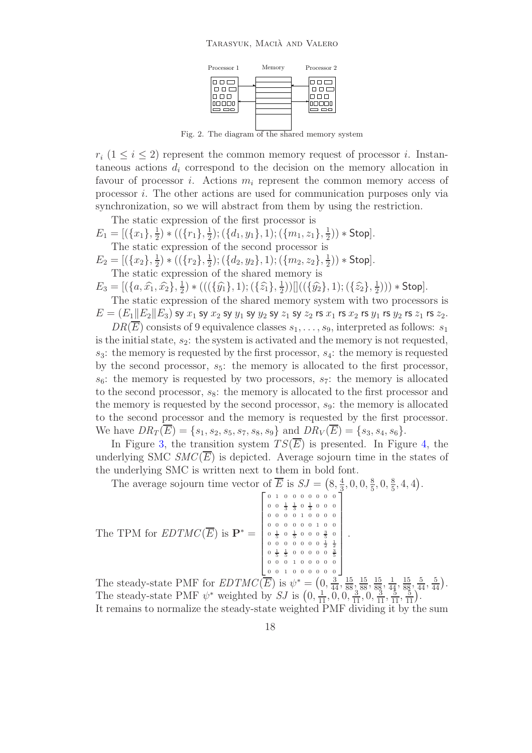Fig. 2. The diagram of the shared memory system

$r_i$ $(1 \le i \le 2)$ represent the common memory request of processor $i$. Instantaneous actions $d_i$ correspond to the decision on the memory allocation in favour of processor $i$. Actions $m_i$ represent the common memory access of processor $i$. The other actions are used for communication purposes only via synchronization, so we will abstract from them by using the restriction.

The static expression of the first processor is
$E_1 = [(\{x_1\}, \frac{1}{2}) * ((\{r_1\}, \frac{1}{2}); (\{d_1, y_1\}, 1); (\{m_1, z_1\}, \frac{1}{2})) * \mathsf{Stop}]$.

The static expression of the second processor is
$E_2 = [(\{x_2\}, \frac{1}{2}) * ((\{r_2\}, \frac{1}{2}); (\{d_2, y_2\}, 1); (\{m_2, z_2\}, \frac{1}{2})) * \mathsf{Stop}]$.

The static expression of the shared memory is
$E_3 = [(\{a, \widehat{x_1}, \widehat{x_2}\}, \frac{1}{2}) * (((\{\widehat{y_1}\}, 1); (\{\widehat{z_1}\}, \frac{1}{2}))[]((\{\widehat{y_2}\}, 1); (\{\widehat{z_2}\}, \frac{1}{2}))) * \mathsf{Stop}]$.

The static expression of the shared memory system with two processors is
$E = (E_1 \| E_2 \| E_3)$ $\mathsf{sy}$ $x_1$ $\mathsf{sy}$ $x_2$ $\mathsf{sy}$ $y_1$ $\mathsf{sy}$ $y_2$ $\mathsf{sy}$ $z_1$ $\mathsf{sy}$ $z_2$ $\mathsf{rs}$ $x_1$ $\mathsf{rs}$ $x_2$ $\mathsf{rs}$ $y_1$ $\mathsf{rs}$ $y_2$ $\mathsf{rs}$ $z_1$ $\mathsf{rs}$ $z_2$.

$DR(\overline{E})$ consists of 9 equivalence classes $s_1, \ldots, s_9$, interpreted as follows: $s_1$ is the initial state, $s_2$: the system is activated and the memory is not requested, $s_3$: the memory is requested by the first processor, $s_4$: the memory is requested by the second processor, $s_5$: the memory is allocated to the first processor, $s_6$: the memory is requested by two processors, $s_7$: the memory is allocated to the second processor, $s_8$: the memory is allocated to the first processor and the memory is requested by the second processor, $s_9$: the memory is allocated to the second processor and the memory is requested by the first processor. We have $DR_T(\overline{E}) = \{s_1, s_2, s_5, s_7, s_8, s_9\}$ and $DR_V(\overline{E}) = \{s_3, s_4, s_6\}$.

In Figure 3, the transition system $TS(\overline{E})$ is presented. In Figure 4, the underlying SMC $SMC(\overline{E})$ is depicted. Average sojourn time in the states of the underlying SMC is written next to them in bold font.

The average sojourn time vector of $\overline{E}$ is $SJ = \left(8, \frac{4}{3}, 0, 0, \frac{8}{5}, 0, \frac{8}{5}, 4, 4\right)$.

The TPM for $EDTMC(\overline{E})$ is
$$\mathbf{P}^* = \begin{bmatrix} 0 & 1 & 0 & 0 & 0 & 0 & 0 & 0 & 0 \\ 0 & 0 & \frac{1}{3} & \frac{1}{3} & 0 & \frac{1}{3} & 0 & 0 & 0 \\ 0 & 0 & 0 & 0 & 1 & 0 & 0 & 0 & 0 \\ 0 & 0 & 0 & 0 & 0 & 0 & 1 & 0 & 0 \\ 0 & \frac{1}{5} & 0 & \frac{1}{5} & 0 & 0 & 0 & \frac{3}{5} & 0 \\ 0 & 0 & 0 & 0 & 0 & 0 & 0 & \frac{1}{2} & \frac{1}{2} \\ 0 & \frac{1}{5} & \frac{1}{5} & 0 & 0 & 0 & 0 & 0 & \frac{3}{5} \\ 0 & 0 & 0 & 1 & 0 & 0 & 0 & 0 & 0 \\ 0 & 0 & 1 & 0 & 0 & 0 & 0 & 0 & 0 \end{bmatrix}.$$

The steady-state PMF for $EDTMC(\overline{E})$ is $\psi^* = \left(0, \frac{3}{44}, \frac{15}{88}, \frac{15}{88}, \frac{15}{88}, \frac{1}{44}, \frac{15}{88}, \frac{5}{44}, \frac{5}{44}\right)$.
The steady-state PMF $\psi^*$ weighted by $SJ$ is $\left(0, \frac{1}{11}, 0, 0, \frac{3}{11}, 0, \frac{3}{11}, \frac{5}{11}, \frac{5}{11}\right)$.
It remains to normalize the steady-state weighted PMF dividing it by the sum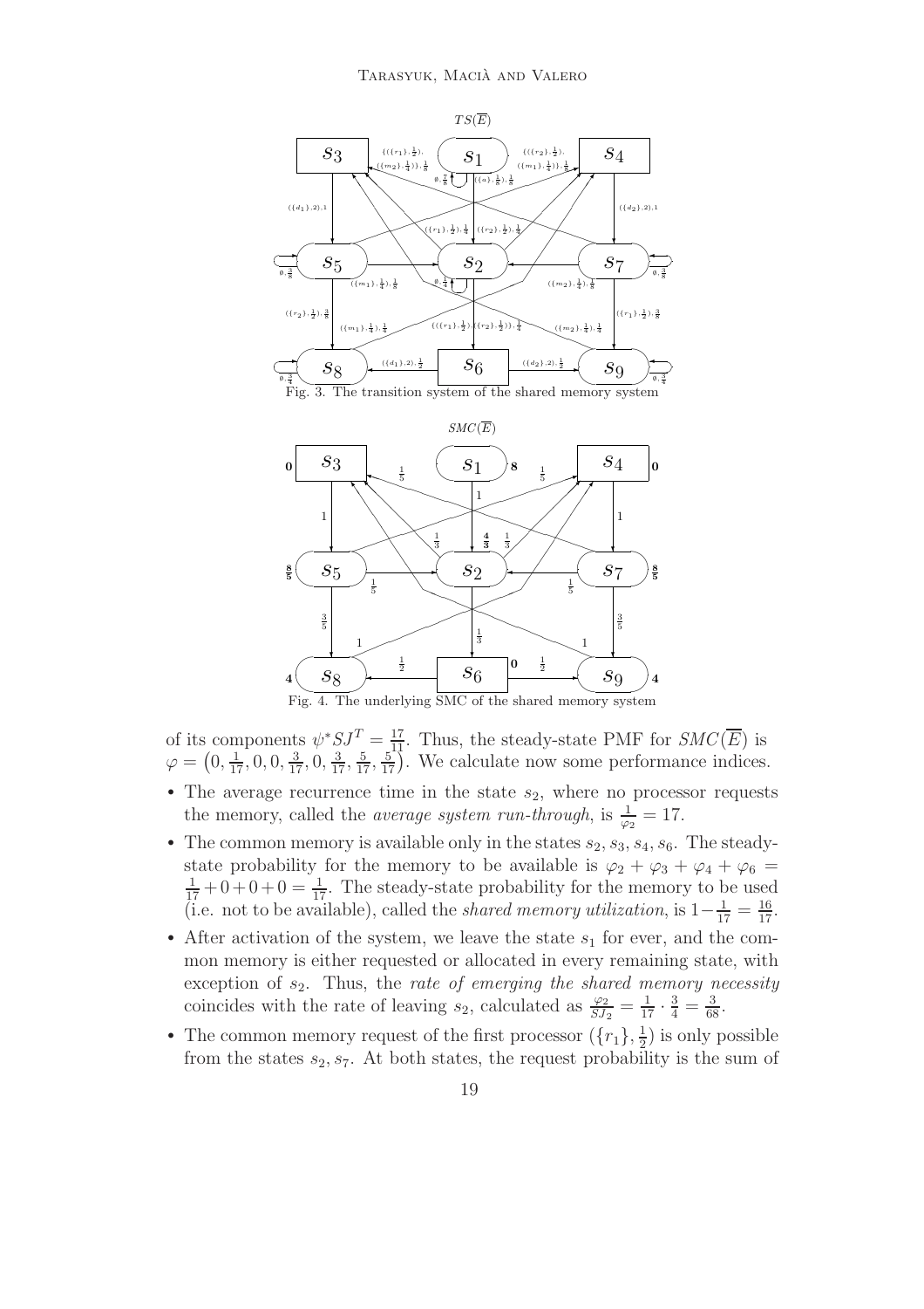Fig. 3. The transition system of the shared memory system

Fig. 4. The underlying SMC of the shared memory system

of its components $\psi^* SJ^T = \frac{17}{11}$. Thus, the steady-state PMF for $SMC(\overline{E})$ is $\varphi = \left(0, \frac{1}{17}, 0, 0, \frac{3}{17}, 0, \frac{3}{17}, \frac{5}{17}, \frac{5}{17}\right)$. We calculate now some performance indices.

- The average recurrence time in the state $s_2$, where no processor requests the memory, called the *average system run-through*, is $\frac{1}{\varphi_2} = 17$.
- The common memory is available only in the states $s_2, s_3, s_4, s_6$. The steady-state probability for the memory to be available is $\varphi_2 + \varphi_3 + \varphi_4 + \varphi_6 = \frac{1}{17} + 0 + 0 + 0 = \frac{1}{17}$. The steady-state probability for the memory to be used (i.e. not to be available), called the *shared memory utilization*, is $1 - \frac{1}{17} = \frac{16}{17}$.
- After activation of the system, we leave the state $s_1$ for ever, and the common memory is either requested or allocated in every remaining state, with exception of $s_2$. Thus, the *rate of emerging the shared memory necessity* coincides with the rate of leaving $s_2$, calculated as $\frac{\varphi_2}{SJ_2} = \frac{1}{17} \cdot \frac{3}{4} = \frac{3}{68}$.
- The common memory request of the first processor $(\{r_1\}, \frac{1}{2})$ is only possible from the states $s_2, s_7$. At both states, the request probability is the sum of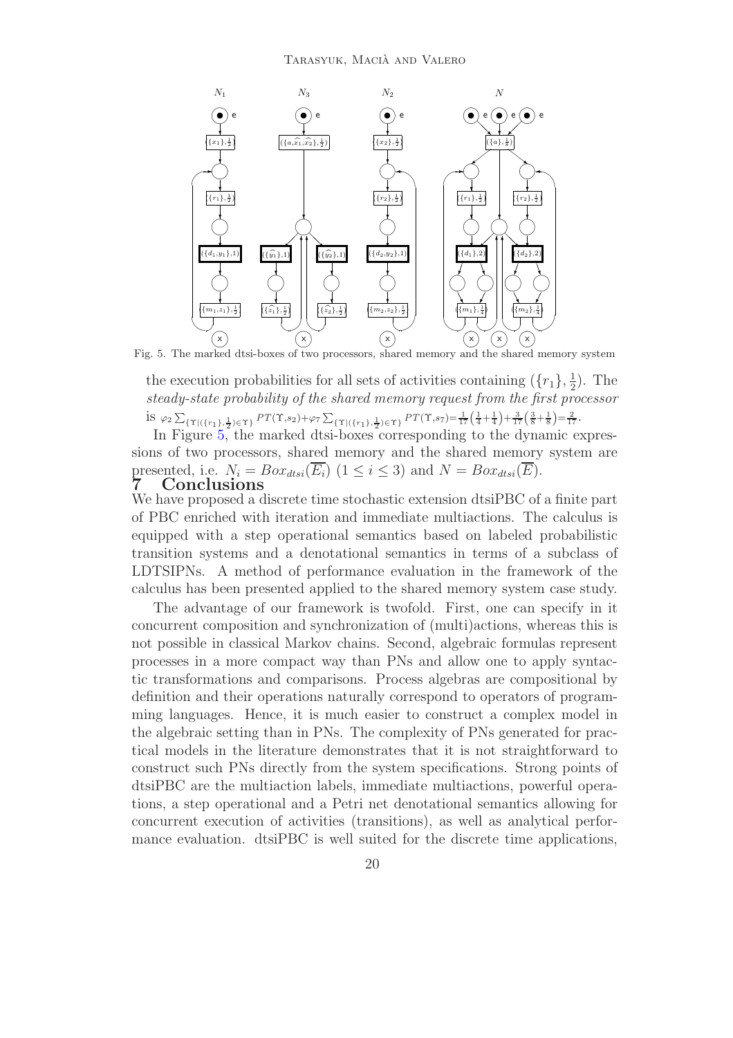Fig. 5. The marked dtsi-boxes of two processors, shared memory and the shared memory system

the execution probabilities for all sets of activities containing $(\{r_1\}, \frac{1}{2})$. The *steady-state probability of the shared memory request from the first processor* is $\varphi_2 \sum_{\{\Upsilon|(\{r_1\},\frac{1}{2})\in\Upsilon\}} PT(\Upsilon, s_2) + \varphi_7 \sum_{\{\Upsilon|(\{r_1\},\frac{1}{2})\in\Upsilon\}} PT(\Upsilon, s_7) = \frac{1}{17}\left(\frac{1}{4}+\frac{1}{4}\right) + \frac{3}{17}\left(\frac{3}{8}+\frac{1}{8}\right) = \frac{2}{17}$.

In Figure 5, the marked dtsi-boxes corresponding to the dynamic expressions of two processors, shared memory and the shared memory system are presented, i.e. $N_i = Box_{dtsi}(\overline{E_i})$ $(1 \le i \le 3)$ and $N = Box_{dtsi}(\overline{E})$.

# 7 Conclusions

We have proposed a discrete time stochastic extension dtsiPBC of a finite part of PBC enriched with iteration and immediate multiactions. The calculus is equipped with a step operational semantics based on labeled probabilistic transition systems and a denotational semantics in terms of a subclass of LDTSIPNs. A method of performance evaluation in the framework of the calculus has been presented applied to the shared memory system case study.

The advantage of our framework is twofold. First, one can specify in it concurrent composition and synchronization of (multi)actions, whereas this is not possible in classical Markov chains. Second, algebraic formulas represent processes in a more compact way than PNs and allow one to apply syntactic transformations and comparisons. Process algebras are compositional by definition and their operations naturally correspond to operators of programming languages. Hence, it is much easier to construct a complex model in the algebraic setting than in PNs. The complexity of PNs generated for practical models in the literature demonstrates that it is not straightforward to construct such PNs directly from the system specifications. Strong points of dtsiPBC are the multiaction labels, immediate multiactions, powerful operations, a step operational and a Petri net denotational semantics allowing for concurrent execution of activities (transitions), as well as analytical performance evaluation. dtsiPBC is well suited for the discrete time applications,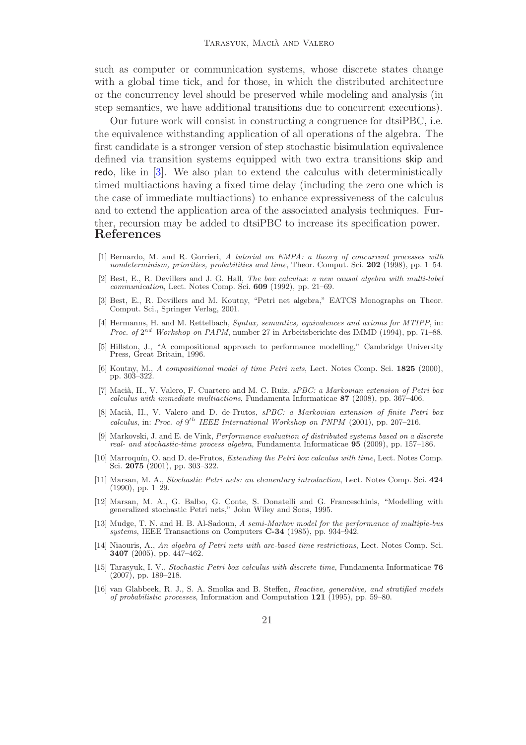such as computer or communication systems, whose discrete states change with a global time tick, and for those, in which the distributed architecture or the concurrency level should be preserved while modeling and analysis (in step semantics, we have additional transitions due to concurrent executions).

Our future work will consist in constructing a congruence for dtsiPBC, i.e. the equivalence withstanding application of all operations of the algebra. The first candidate is a stronger version of step stochastic bisimulation equivalence defined via transition systems equipped with two extra transitions skip and redo, like in [3]. We also plan to extend the calculus with deterministically timed multiactions having a fixed time delay (including the zero one which is the case of immediate multiactions) to enhance expressiveness of the calculus and to extend the application area of the associated analysis techniques. Further, recursion may be added to dtsiPBC to increase its specification power.

## References

[1] Bernardo, M. and R. Gorrieri, *A tutorial on EMPA: a theory of concurrent processes with nondeterminism, priorities, probabilities and time*, Theor. Comput. Sci. **202** (1998), pp. 1–54.

[2] Best, E., R. Devillers and J. G. Hall, *The box calculus: a new causal algebra with multi-label communication*, Lect. Notes Comp. Sci. **609** (1992), pp. 21–69.

[3] Best, E., R. Devillers and M. Koutny, "Petri net algebra," EATCS Monographs on Theor. Comput. Sci., Springer Verlag, 2001.

[4] Hermanns, H. and M. Rettelbach, *Syntax, semantics, equivalences and axioms for MTIPP*, in: *Proc. of $2^{nd}$ Workshop on PAPM*, number 27 in Arbeitsberichte des IMMD (1994), pp. 71–88.

[5] Hillston, J., "A compositional approach to performance modelling," Cambridge University Press, Great Britain, 1996.

[6] Koutny, M., *A compositional model of time Petri nets*, Lect. Notes Comp. Sci. **1825** (2000), pp. 303–322.

[7] Macià, H., V. Valero, F. Cuartero and M. C. Ruiz, *sPBC: a Markovian extension of Petri box calculus with immediate multiactions*, Fundamenta Informaticae **87** (2008), pp. 367–406.

[8] Macià, H., V. Valero and D. de-Frutos, *sPBC: a Markovian extension of finite Petri box calculus*, in: *Proc. of $9^{th}$ IEEE International Workshop on PNPM* (2001), pp. 207–216.

[9] Markovski, J. and E. de Vink, *Performance evaluation of distributed systems based on a discrete real- and stochastic-time process algebra*, Fundamenta Informaticae **95** (2009), pp. 157–186.

[10] Marroquín, O. and D. de-Frutos, *Extending the Petri box calculus with time*, Lect. Notes Comp. Sci. **2075** (2001), pp. 303–322.

[11] Marsan, M. A., *Stochastic Petri nets: an elementary introduction*, Lect. Notes Comp. Sci. **424** (1990), pp. 1–29.

[12] Marsan, M. A., G. Balbo, G. Conte, S. Donatelli and G. Franceschinis, "Modelling with generalized stochastic Petri nets," John Wiley and Sons, 1995.

[13] Mudge, T. N. and H. B. Al-Sadoun, *A semi-Markov model for the performance of multiple-bus systems*, IEEE Transactions on Computers **C-34** (1985), pp. 934–942.

[14] Niaouris, A., *An algebra of Petri nets with arc-based time restrictions*, Lect. Notes Comp. Sci. **3407** (2005), pp. 447–462.

[15] Tarasyuk, I. V., *Stochastic Petri box calculus with discrete time*, Fundamenta Informaticae **76** (2007), pp. 189–218.

[16] van Glabbeek, R. J., S. A. Smolka and B. Steffen, *Reactive, generative, and stratified models of probabilistic processes*, Information and Computation **121** (1995), pp. 59–80.